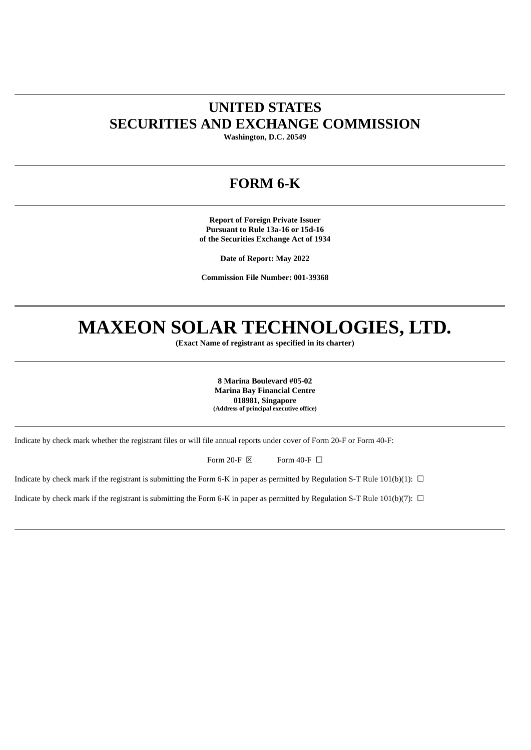# UNITED STATES
# SECURITIES AND EXCHANGE COMMISSION

**Washington, D.C. 20549**

---

## FORM 6-K

---

**Report of Foreign Private Issuer**
**Pursuant to Rule 13a-16 or 15d-16**
**of the Securities Exchange Act of 1934**

**Date of Report: May 2022**

**Commission File Number: 001-39368**

---

# MAXEON SOLAR TECHNOLOGIES, LTD.

**(Exact Name of registrant as specified in its charter)**

---

**8 Marina Boulevard #05-02**
**Marina Bay Financial Centre**
**018981, Singapore**
**(Address of principal executive office)**

---

Indicate by check mark whether the registrant files or will file annual reports under cover of Form 20-F or Form 40-F:

Form 20-F ☒ Form 40-F ☐

Indicate by check mark if the registrant is submitting the Form 6-K in paper as permitted by Regulation S-T Rule 101(b)(1): ☐

Indicate by check mark if the registrant is submitting the Form 6-K in paper as permitted by Regulation S-T Rule 101(b)(7): ☐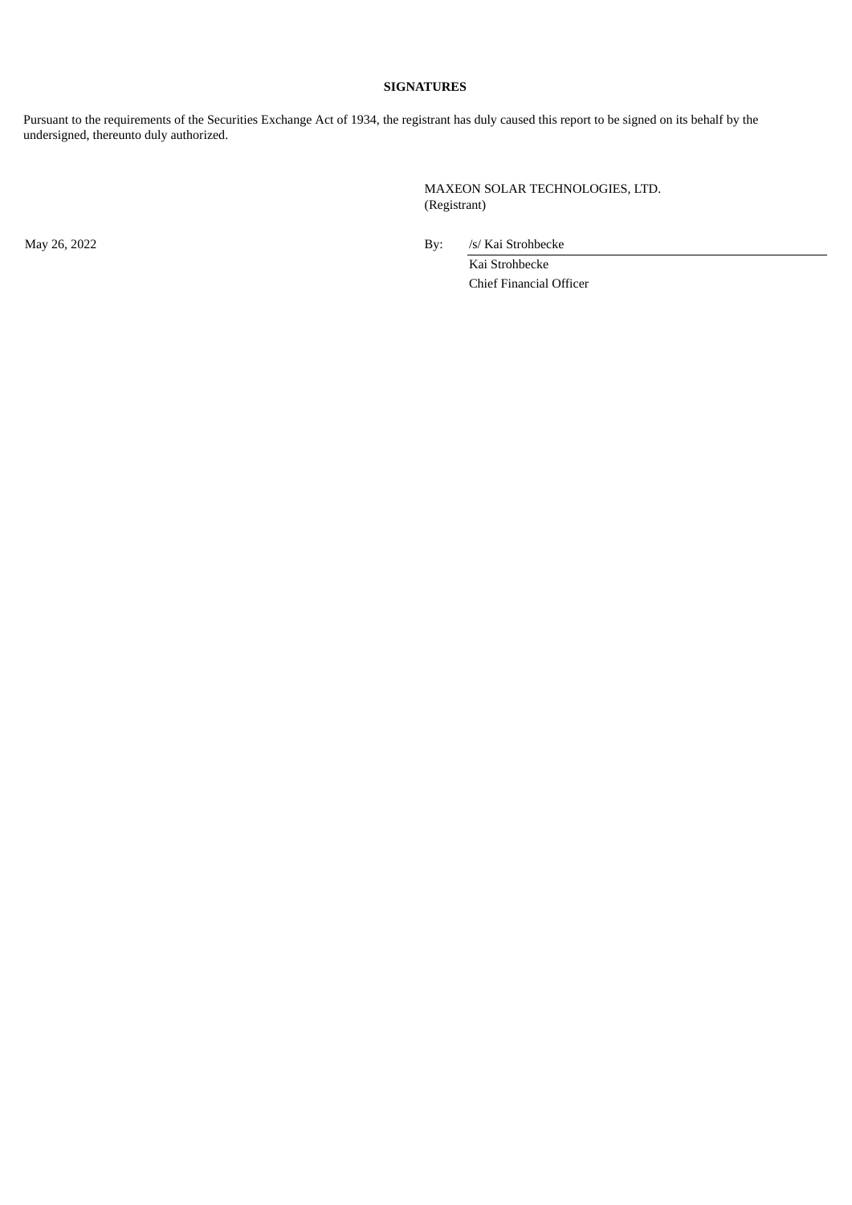**SIGNATURES**

Pursuant to the requirements of the Securities Exchange Act of 1934, the registrant has duly caused this report to be signed on its behalf by the undersigned, thereunto duly authorized.

MAXEON SOLAR TECHNOLOGIES, LTD.
(Registrant)

May 26, 2022

By: /s/ Kai Strohbecke
Kai Strohbecke
Chief Financial Officer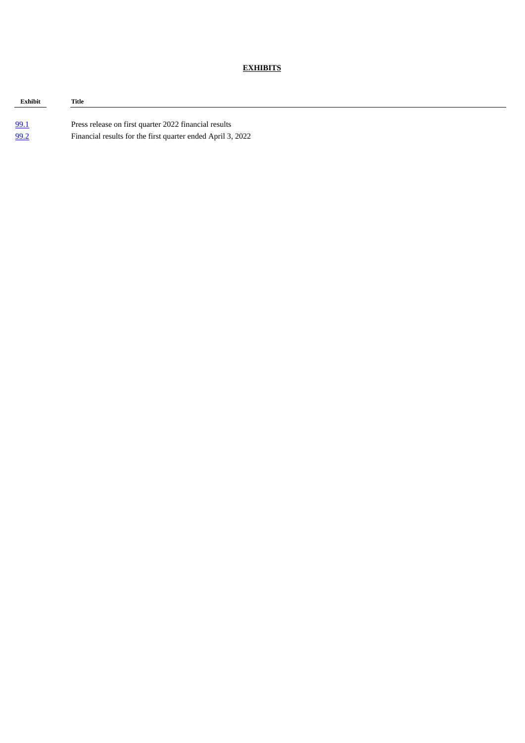## EXHIBITS

| Exhibit | Title |
|---|---|
| 99.1 | Press release on first quarter 2022 financial results |
| 99.2 | Financial results for the first quarter ended April 3, 2022 |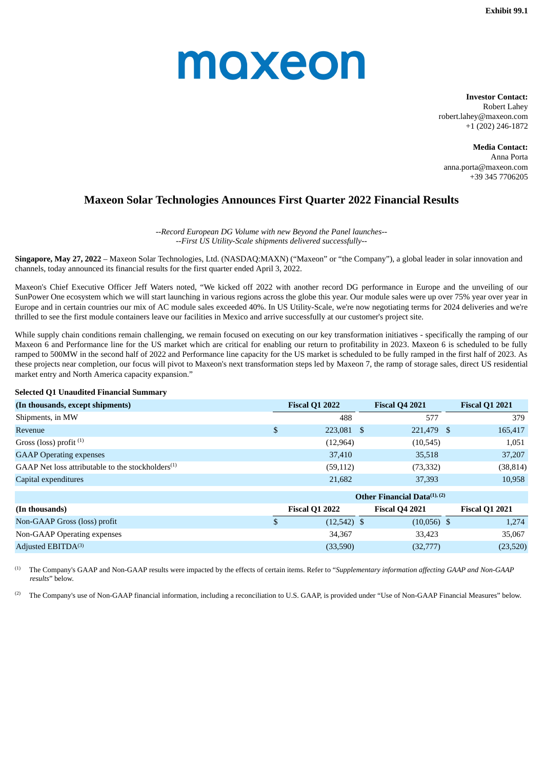**Exhibit 99.1**

maxeon

**Investor Contact:**
Robert Lahey
robert.lahey@maxeon.com
+1 (202) 246-1872

**Media Contact:**
Anna Porta
anna.porta@maxeon.com
+39 345 7706205

# Maxeon Solar Technologies Announces First Quarter 2022 Financial Results

*--Record European DG Volume with new Beyond the Panel launches--*
*--First US Utility-Scale shipments delivered successfully--*

**Singapore, May 27, 2022** – Maxeon Solar Technologies, Ltd. (NASDAQ:MAXN) ("Maxeon" or "the Company"), a global leader in solar innovation and channels, today announced its financial results for the first quarter ended April 3, 2022.

Maxeon's Chief Executive Officer Jeff Waters noted, "We kicked off 2022 with another record DG performance in Europe and the unveiling of our SunPower One ecosystem which we will start launching in various regions across the globe this year. Our module sales were up over 75% year over year in Europe and in certain countries our mix of AC module sales exceeded 40%. In US Utility-Scale, we're now negotiating terms for 2024 deliveries and we're thrilled to see the first module containers leave our facilities in Mexico and arrive successfully at our customer's project site.

While supply chain conditions remain challenging, we remain focused on executing on our key transformation initiatives - specifically the ramping of our Maxeon 6 and Performance line for the US market which are critical for enabling our return to profitability in 2023. Maxeon 6 is scheduled to be fully ramped to 500MW in the second half of 2022 and Performance line capacity for the US market is scheduled to be fully ramped in the first half of 2023. As these projects near completion, our focus will pivot to Maxeon's next transformation steps led by Maxeon 7, the ramp of storage sales, direct US residential market entry and North America capacity expansion."

**Selected Q1 Unaudited Financial Summary**

| (In thousands, except shipments) | Fiscal Q1 2022 | Fiscal Q4 2021 | Fiscal Q1 2021 |
|---|---|---|---|
| Shipments, in MW | 488 | 577 | 379 |
| Revenue | $ 223,081 | $ 221,479 | $ 165,417 |
| Gross (loss) profit [1] | (12,964) | (10,545) | 1,051 |
| GAAP Operating expenses | 37,410 | 35,518 | 37,207 |
| GAAP Net loss attributable to the stockholders[1] | (59,112) | (73,332) | (38,814) |
| Capital expenditures | 21,682 | 37,393 | 10,958 |

| | Other Financial Data[1], [2] | | |
|---|---|---|---|
| (In thousands) | Fiscal Q1 2022 | Fiscal Q4 2021 | Fiscal Q1 2021 |
| Non-GAAP Gross (loss) profit | $ (12,542) | $ (10,056) | $ 1,274 |
| Non-GAAP Operating expenses | 34,367 | 33,423 | 35,067 |
| Adjusted EBITDA[3] | (33,590) | (32,777) | (23,520) |

[1] The Company's GAAP and Non-GAAP results were impacted by the effects of certain items. Refer to "*Supplementary information affecting GAAP and Non-GAAP results*" below.

[2] The Company's use of Non-GAAP financial information, including a reconciliation to U.S. GAAP, is provided under "Use of Non-GAAP Financial Measures" below.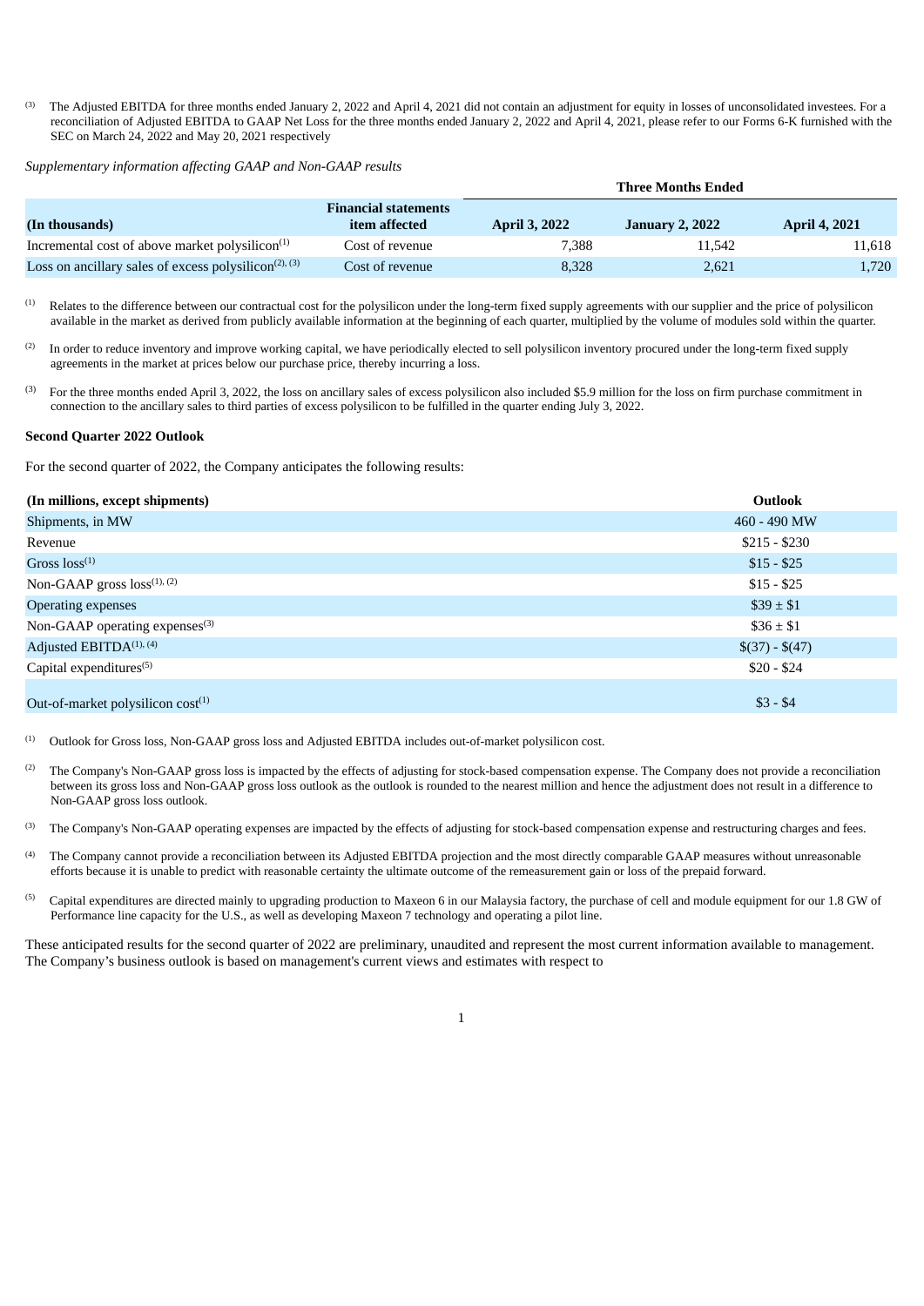[3] The Adjusted EBITDA for three months ended January 2, 2022 and April 4, 2021 did not contain an adjustment for equity in losses of unconsolidated investees. For a reconciliation of Adjusted EBITDA to GAAP Net Loss for the three months ended January 2, 2022 and April 4, 2021, please refer to our Forms 6-K furnished with the SEC on March 24, 2022 and May 20, 2021 respectively

*Supplementary information affecting GAAP and Non-GAAP results*

| | | Three Months Ended | | |
|---|---|---|---|---|
| **(In thousands)** | **Financial statements item affected** | **April 3, 2022** | **January 2, 2022** | **April 4, 2021** |
| Incremental cost of above market polysilicon[1] | Cost of revenue | 7,388 | 11,542 | 11,618 |
| Loss on ancillary sales of excess polysilicon[2], [3] | Cost of revenue | 8,328 | 2,621 | 1,720 |

[1] Relates to the difference between our contractual cost for the polysilicon under the long-term fixed supply agreements with our supplier and the price of polysilicon available in the market as derived from publicly available information at the beginning of each quarter, multiplied by the volume of modules sold within the quarter.

[2] In order to reduce inventory and improve working capital, we have periodically elected to sell polysilicon inventory procured under the long-term fixed supply agreements in the market at prices below our purchase price, thereby incurring a loss.

[3] For the three months ended April 3, 2022, the loss on ancillary sales of excess polysilicon also included $5.9 million for the loss on firm purchase commitment in connection to the ancillary sales to third parties of excess polysilicon to be fulfilled in the quarter ending July 3, 2022.

**Second Quarter 2022 Outlook**

For the second quarter of 2022, the Company anticipates the following results:

| (In millions, except shipments) | Outlook |
|---|---|
| Shipments, in MW | 460 - 490 MW |
| Revenue | $215 - $230 |
| Gross loss[1] | $15 - $25 |
| Non-GAAP gross loss[1], [2] | $15 - $25 |
| Operating expenses | $39 ± $1 |
| Non-GAAP operating expenses[3] | $36 ± $1 |
| Adjusted EBITDA[1], [4] | $(37) - $(47) |
| Capital expenditures[5] | $20 - $24 |
| Out-of-market polysilicon cost[1] | $3 - $4 |

[1] Outlook for Gross loss, Non-GAAP gross loss and Adjusted EBITDA includes out-of-market polysilicon cost.

[2] The Company's Non-GAAP gross loss is impacted by the effects of adjusting for stock-based compensation expense. The Company does not provide a reconciliation between its gross loss and Non-GAAP gross loss outlook as the outlook is rounded to the nearest million and hence the adjustment does not result in a difference to Non-GAAP gross loss outlook.

[3] The Company's Non-GAAP operating expenses are impacted by the effects of adjusting for stock-based compensation expense and restructuring charges and fees.

[4] The Company cannot provide a reconciliation between its Adjusted EBITDA projection and the most directly comparable GAAP measures without unreasonable efforts because it is unable to predict with reasonable certainty the ultimate outcome of the remeasurement gain or loss of the prepaid forward.

[5] Capital expenditures are directed mainly to upgrading production to Maxeon 6 in our Malaysia factory, the purchase of cell and module equipment for our 1.8 GW of Performance line capacity for the U.S., as well as developing Maxeon 7 technology and operating a pilot line.

These anticipated results for the second quarter of 2022 are preliminary, unaudited and represent the most current information available to management. The Company's business outlook is based on management's current views and estimates with respect to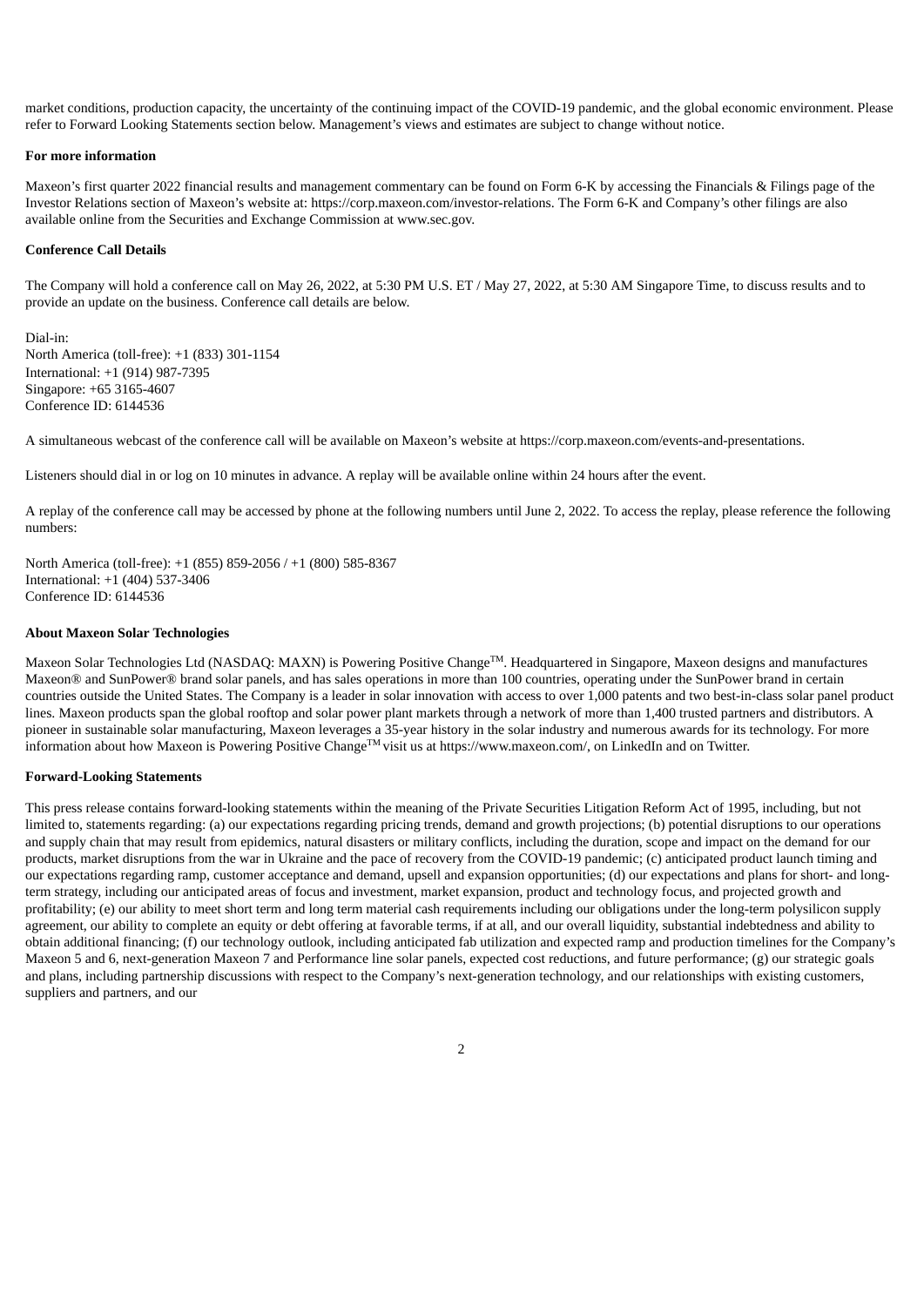market conditions, production capacity, the uncertainty of the continuing impact of the COVID-19 pandemic, and the global economic environment. Please refer to Forward Looking Statements section below. Management's views and estimates are subject to change without notice.

**For more information**

Maxeon's first quarter 2022 financial results and management commentary can be found on Form 6-K by accessing the Financials & Filings page of the Investor Relations section of Maxeon's website at: https://corp.maxeon.com/investor-relations. The Form 6-K and Company's other filings are also available online from the Securities and Exchange Commission at www.sec.gov.

**Conference Call Details**

The Company will hold a conference call on May 26, 2022, at 5:30 PM U.S. ET / May 27, 2022, at 5:30 AM Singapore Time, to discuss results and to provide an update on the business. Conference call details are below.

Dial-in:
North America (toll-free): +1 (833) 301-1154
International: +1 (914) 987-7395
Singapore: +65 3165-4607
Conference ID: 6144536

A simultaneous webcast of the conference call will be available on Maxeon's website at https://corp.maxeon.com/events-and-presentations.

Listeners should dial in or log on 10 minutes in advance. A replay will be available online within 24 hours after the event.

A replay of the conference call may be accessed by phone at the following numbers until June 2, 2022. To access the replay, please reference the following numbers:

North America (toll-free): +1 (855) 859-2056 / +1 (800) 585-8367
International: +1 (404) 537-3406
Conference ID: 6144536

**About Maxeon Solar Technologies**

Maxeon Solar Technologies Ltd (NASDAQ: MAXN) is Powering Positive Change™. Headquartered in Singapore, Maxeon designs and manufactures Maxeon® and SunPower® brand solar panels, and has sales operations in more than 100 countries, operating under the SunPower brand in certain countries outside the United States. The Company is a leader in solar innovation with access to over 1,000 patents and two best-in-class solar panel product lines. Maxeon products span the global rooftop and solar power plant markets through a network of more than 1,400 trusted partners and distributors. A pioneer in sustainable solar manufacturing, Maxeon leverages a 35-year history in the solar industry and numerous awards for its technology. For more information about how Maxeon is Powering Positive Change™ visit us at https://www.maxeon.com/, on LinkedIn and on Twitter.

**Forward-Looking Statements**

This press release contains forward-looking statements within the meaning of the Private Securities Litigation Reform Act of 1995, including, but not limited to, statements regarding: (a) our expectations regarding pricing trends, demand and growth projections; (b) potential disruptions to our operations and supply chain that may result from epidemics, natural disasters or military conflicts, including the duration, scope and impact on the demand for our products, market disruptions from the war in Ukraine and the pace of recovery from the COVID-19 pandemic; (c) anticipated product launch timing and our expectations regarding ramp, customer acceptance and demand, upsell and expansion opportunities; (d) our expectations and plans for short- and long-term strategy, including our anticipated areas of focus and investment, market expansion, product and technology focus, and projected growth and profitability; (e) our ability to meet short term and long term material cash requirements including our obligations under the long-term polysilicon supply agreement, our ability to complete an equity or debt offering at favorable terms, if at all, and our overall liquidity, substantial indebtedness and ability to obtain additional financing; (f) our technology outlook, including anticipated fab utilization and expected ramp and production timelines for the Company's Maxeon 5 and 6, next-generation Maxeon 7 and Performance line solar panels, expected cost reductions, and future performance; (g) our strategic goals and plans, including partnership discussions with respect to the Company's next-generation technology, and our relationships with existing customers, suppliers and partners, and our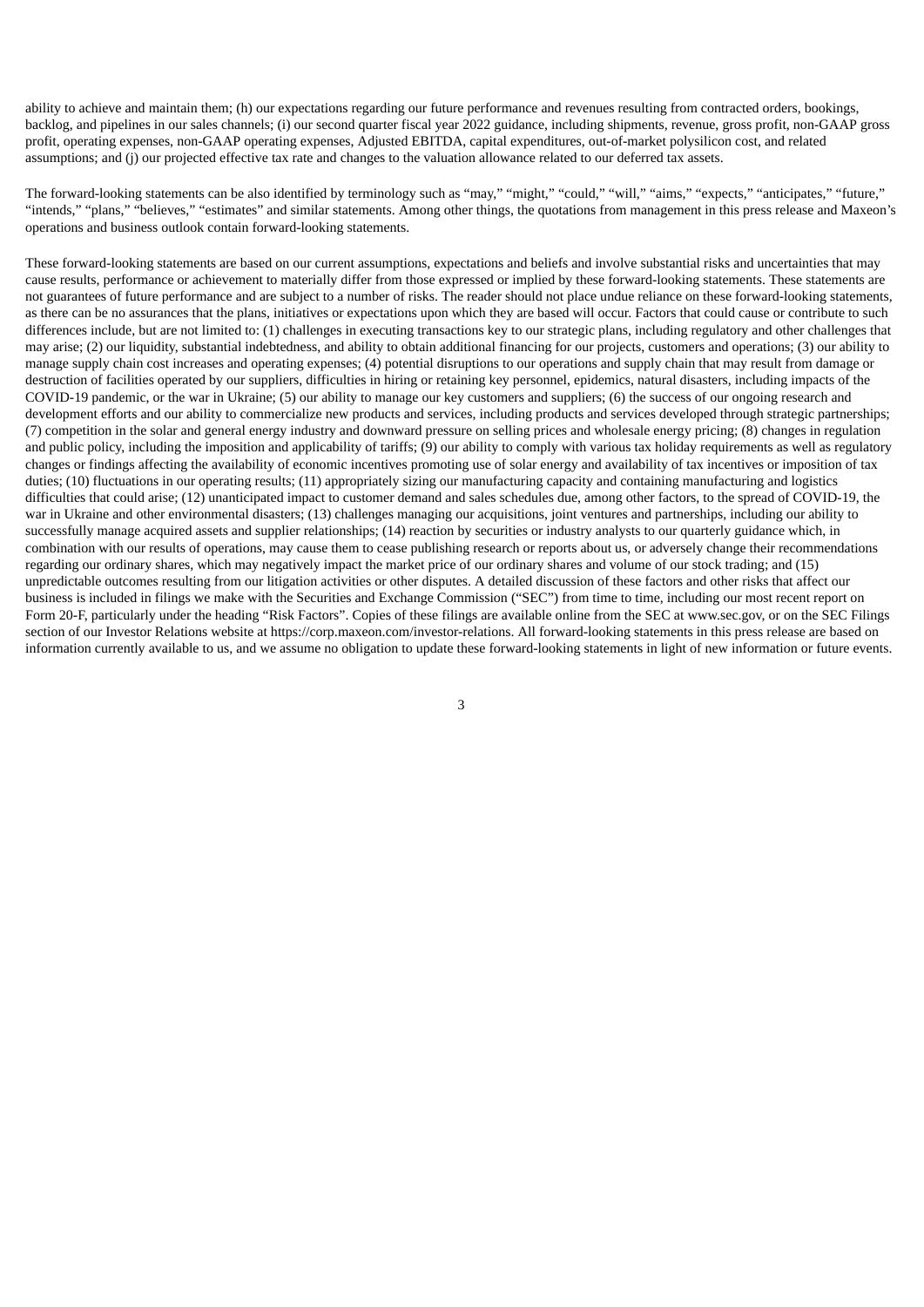ability to achieve and maintain them; (h) our expectations regarding our future performance and revenues resulting from contracted orders, bookings, backlog, and pipelines in our sales channels; (i) our second quarter fiscal year 2022 guidance, including shipments, revenue, gross profit, non-GAAP gross profit, operating expenses, non-GAAP operating expenses, Adjusted EBITDA, capital expenditures, out-of-market polysilicon cost, and related assumptions; and (j) our projected effective tax rate and changes to the valuation allowance related to our deferred tax assets.

The forward-looking statements can be also identified by terminology such as "may," "might," "could," "will," "aims," "expects," "anticipates," "future," "intends," "plans," "believes," "estimates" and similar statements. Among other things, the quotations from management in this press release and Maxeon's operations and business outlook contain forward-looking statements.

These forward-looking statements are based on our current assumptions, expectations and beliefs and involve substantial risks and uncertainties that may cause results, performance or achievement to materially differ from those expressed or implied by these forward-looking statements. These statements are not guarantees of future performance and are subject to a number of risks. The reader should not place undue reliance on these forward-looking statements, as there can be no assurances that the plans, initiatives or expectations upon which they are based will occur. Factors that could cause or contribute to such differences include, but are not limited to: (1) challenges in executing transactions key to our strategic plans, including regulatory and other challenges that may arise; (2) our liquidity, substantial indebtedness, and ability to obtain additional financing for our projects, customers and operations; (3) our ability to manage supply chain cost increases and operating expenses; (4) potential disruptions to our operations and supply chain that may result from damage or destruction of facilities operated by our suppliers, difficulties in hiring or retaining key personnel, epidemics, natural disasters, including impacts of the COVID-19 pandemic, or the war in Ukraine; (5) our ability to manage our key customers and suppliers; (6) the success of our ongoing research and development efforts and our ability to commercialize new products and services, including products and services developed through strategic partnerships; (7) competition in the solar and general energy industry and downward pressure on selling prices and wholesale energy pricing; (8) changes in regulation and public policy, including the imposition and applicability of tariffs; (9) our ability to comply with various tax holiday requirements as well as regulatory changes or findings affecting the availability of economic incentives promoting use of solar energy and availability of tax incentives or imposition of tax duties; (10) fluctuations in our operating results; (11) appropriately sizing our manufacturing capacity and containing manufacturing and logistics difficulties that could arise; (12) unanticipated impact to customer demand and sales schedules due, among other factors, to the spread of COVID-19, the war in Ukraine and other environmental disasters; (13) challenges managing our acquisitions, joint ventures and partnerships, including our ability to successfully manage acquired assets and supplier relationships; (14) reaction by securities or industry analysts to our quarterly guidance which, in combination with our results of operations, may cause them to cease publishing research or reports about us, or adversely change their recommendations regarding our ordinary shares, which may negatively impact the market price of our ordinary shares and volume of our stock trading; and (15) unpredictable outcomes resulting from our litigation activities or other disputes. A detailed discussion of these factors and other risks that affect our business is included in filings we make with the Securities and Exchange Commission ("SEC") from time to time, including our most recent report on Form 20-F, particularly under the heading "Risk Factors". Copies of these filings are available online from the SEC at www.sec.gov, or on the SEC Filings section of our Investor Relations website at https://corp.maxeon.com/investor-relations. All forward-looking statements in this press release are based on information currently available to us, and we assume no obligation to update these forward-looking statements in light of new information or future events.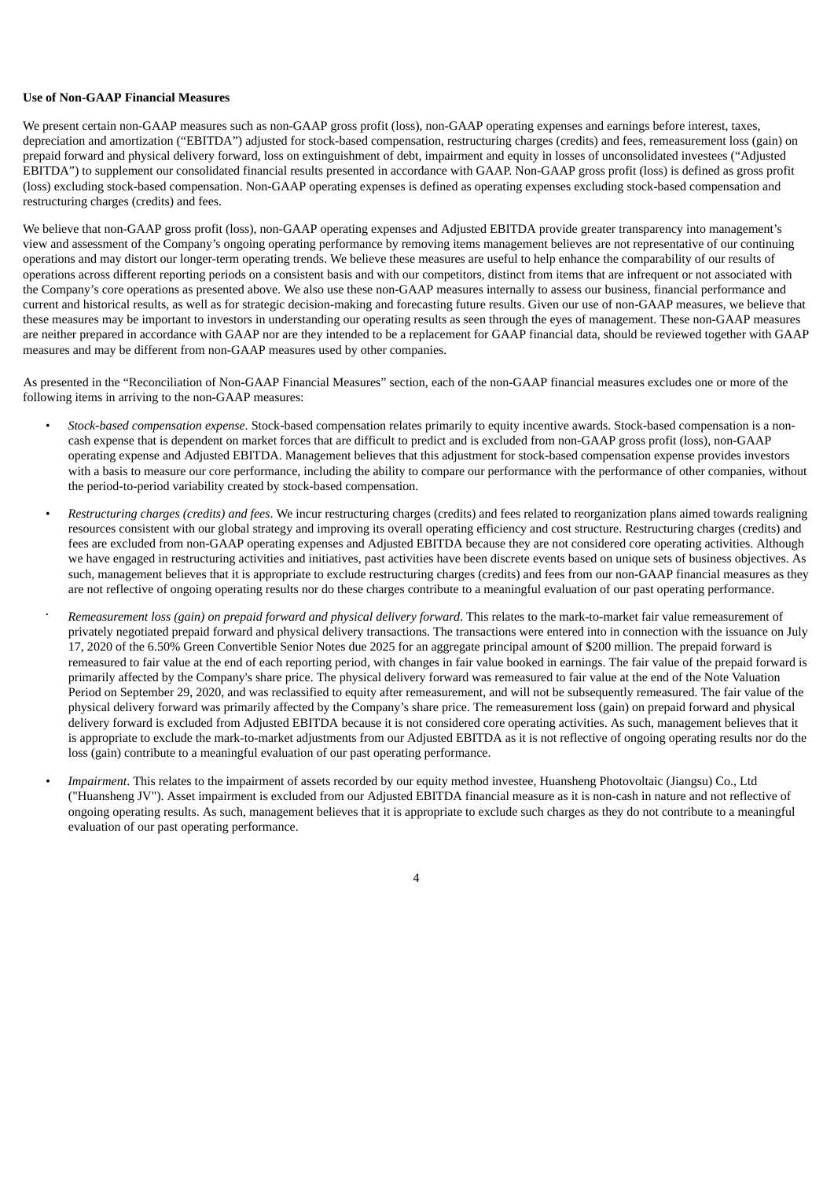**Use of Non-GAAP Financial Measures**

We present certain non-GAAP measures such as non-GAAP gross profit (loss), non-GAAP operating expenses and earnings before interest, taxes, depreciation and amortization ("EBITDA") adjusted for stock-based compensation, restructuring charges (credits) and fees, remeasurement loss (gain) on prepaid forward and physical delivery forward, loss on extinguishment of debt, impairment and equity in losses of unconsolidated investees ("Adjusted EBITDA") to supplement our consolidated financial results presented in accordance with GAAP. Non-GAAP gross profit (loss) is defined as gross profit (loss) excluding stock-based compensation. Non-GAAP operating expenses is defined as operating expenses excluding stock-based compensation and restructuring charges (credits) and fees.

We believe that non-GAAP gross profit (loss), non-GAAP operating expenses and Adjusted EBITDA provide greater transparency into management's view and assessment of the Company's ongoing operating performance by removing items management believes are not representative of our continuing operations and may distort our longer-term operating trends. We believe these measures are useful to help enhance the comparability of our results of operations across different reporting periods on a consistent basis and with our competitors, distinct from items that are infrequent or not associated with the Company's core operations as presented above. We also use these non-GAAP measures internally to assess our business, financial performance and current and historical results, as well as for strategic decision-making and forecasting future results. Given our use of non-GAAP measures, we believe that these measures may be important to investors in understanding our operating results as seen through the eyes of management. These non-GAAP measures are neither prepared in accordance with GAAP nor are they intended to be a replacement for GAAP financial data, should be reviewed together with GAAP measures and may be different from non-GAAP measures used by other companies.

As presented in the "Reconciliation of Non-GAAP Financial Measures" section, each of the non-GAAP financial measures excludes one or more of the following items in arriving to the non-GAAP measures:

- *Stock-based compensation expense.* Stock-based compensation relates primarily to equity incentive awards. Stock-based compensation is a non-cash expense that is dependent on market forces that are difficult to predict and is excluded from non-GAAP gross profit (loss), non-GAAP operating expense and Adjusted EBITDA. Management believes that this adjustment for stock-based compensation expense provides investors with a basis to measure our core performance, including the ability to compare our performance with the performance of other companies, without the period-to-period variability created by stock-based compensation.

- *Restructuring charges (credits) and fees*. We incur restructuring charges (credits) and fees related to reorganization plans aimed towards realigning resources consistent with our global strategy and improving its overall operating efficiency and cost structure. Restructuring charges (credits) and fees are excluded from non-GAAP operating expenses and Adjusted EBITDA because they are not considered core operating activities. Although we have engaged in restructuring activities and initiatives, past activities have been discrete events based on unique sets of business objectives. As such, management believes that it is appropriate to exclude restructuring charges (credits) and fees from our non-GAAP financial measures as they are not reflective of ongoing operating results nor do these charges contribute to a meaningful evaluation of our past operating performance.

- *Remeasurement loss (gain) on prepaid forward and physical delivery forward*. This relates to the mark-to-market fair value remeasurement of privately negotiated prepaid forward and physical delivery transactions. The transactions were entered into in connection with the issuance on July 17, 2020 of the 6.50% Green Convertible Senior Notes due 2025 for an aggregate principal amount of $200 million. The prepaid forward is remeasured to fair value at the end of each reporting period, with changes in fair value booked in earnings. The fair value of the prepaid forward is primarily affected by the Company's share price. The physical delivery forward was remeasured to fair value at the end of the Note Valuation Period on September 29, 2020, and was reclassified to equity after remeasurement, and will not be subsequently remeasured. The fair value of the physical delivery forward was primarily affected by the Company's share price. The remeasurement loss (gain) on prepaid forward and physical delivery forward is excluded from Adjusted EBITDA because it is not considered core operating activities. As such, management believes that it is appropriate to exclude the mark-to-market adjustments from our Adjusted EBITDA as it is not reflective of ongoing operating results nor do the loss (gain) contribute to a meaningful evaluation of our past operating performance.

- *Impairment*. This relates to the impairment of assets recorded by our equity method investee, Huansheng Photovoltaic (Jiangsu) Co., Ltd ("Huansheng JV"). Asset impairment is excluded from our Adjusted EBITDA financial measure as it is non-cash in nature and not reflective of ongoing operating results. As such, management believes that it is appropriate to exclude such charges as they do not contribute to a meaningful evaluation of our past operating performance.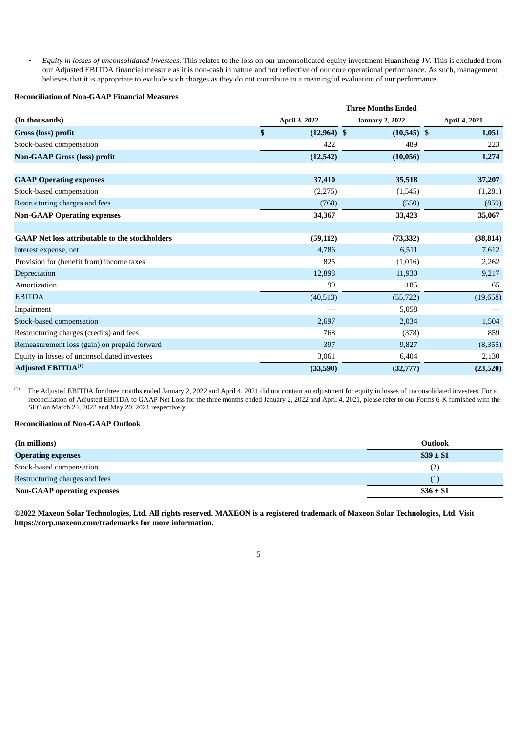- *Equity in losses of unconsolidated investees*. This relates to the loss on our unconsolidated equity investment Huansheng JV. This is excluded from our Adjusted EBITDA financial measure as it is non-cash in nature and not reflective of our core operational performance. As such, management believes that it is appropriate to exclude such charges as they do not contribute to a meaningful evaluation of our performance.

**Reconciliation of Non-GAAP Financial Measures**

| | Three Months Ended | | |
|---|---|---|---|
| **(In thousands)** | **April 3, 2022** | **January 2, 2022** | **April 4, 2021** |
| **Gross (loss) profit** | **$ (12,964)** | **$ (10,545)** | **$ 1,051** |
| Stock-based compensation | 422 | 489 | 223 |
| **Non-GAAP Gross (loss) profit** | **(12,542)** | **(10,056)** | **1,274** |
| | | | |
| **GAAP Operating expenses** | **37,410** | **35,518** | **37,207** |
| Stock-based compensation | (2,275) | (1,545) | (1,281) |
| Restructuring charges and fees | (768) | (550) | (859) |
| **Non-GAAP Operating expenses** | **34,367** | **33,423** | **35,067** |
| | | | |
| **GAAP Net loss attributable to the stockholders** | **(59,112)** | **(73,332)** | **(38,814)** |
| Interest expense, net | 4,786 | 6,511 | 7,612 |
| Provision for (benefit from) income taxes | 825 | (1,016) | 2,262 |
| Depreciation | 12,898 | 11,930 | 9,217 |
| Amortization | 90 | 185 | 65 |
| EBITDA | (40,513) | (55,722) | (19,658) |
| Impairment | — | 5,058 | — |
| Stock-based compensation | 2,697 | 2,034 | 1,504 |
| Restructuring charges (credits) and fees | 768 | (378) | 859 |
| Remeasurement loss (gain) on prepaid forward | 397 | 9,827 | (8,355) |
| Equity in losses of unconsolidated investees | 3,061 | 6,404 | 2,130 |
| **Adjusted EBITDA[(1)]** | **(33,590)** | **(32,777)** | **(23,520)** |

(1) The Adjusted EBITDA for three months ended January 2, 2022 and April 4, 2021 did not contain an adjustment for equity in losses of unconsolidated investees. For a reconciliation of Adjusted EBITDA to GAAP Net Loss for the three months ended January 2, 2022 and April 4, 2021, please refer to our Forms 6-K furnished with the SEC on March 24, 2022 and May 20, 2021 respectively.

**Reconciliation of Non-GAAP Outlook**

| **(In millions)** | **Outlook** |
|---|---|
| **Operating expenses** | **$39 ± $1** |
| Stock-based compensation | (2) |
| Restructuring charges and fees | (1) |
| **Non-GAAP operating expenses** | **$36 ± $1** |

**©2022 Maxeon Solar Technologies, Ltd. All rights reserved. MAXEON is a registered trademark of Maxeon Solar Technologies, Ltd. Visit https://corp.maxeon.com/trademarks for more information.**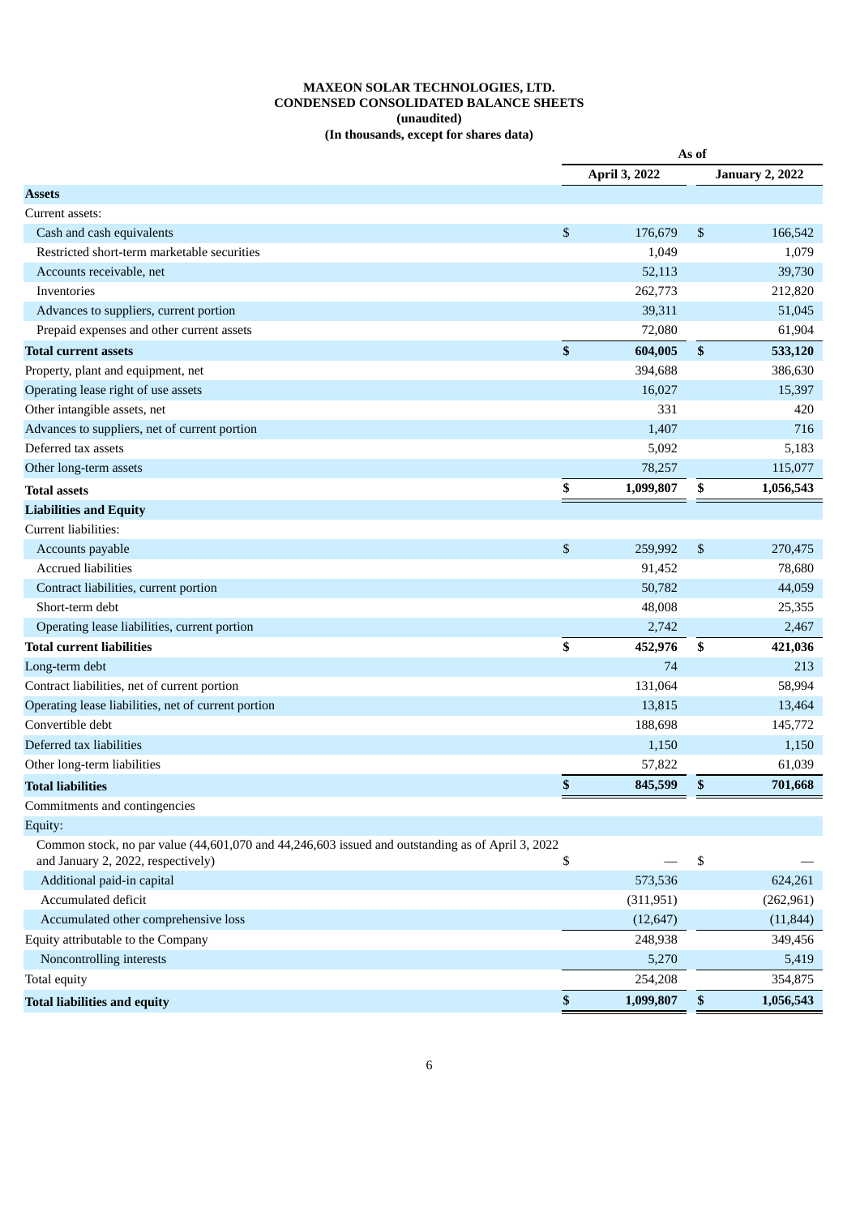**MAXEON SOLAR TECHNOLOGIES, LTD.**
**CONDENSED CONSOLIDATED BALANCE SHEETS**
**(unaudited)**
**(In thousands, except for shares data)**

| | As of | |
|---|---|---|
| | April 3, 2022 | January 2, 2022 |
| **Assets** | | |
| Current assets: | | |
| Cash and cash equivalents | $ 176,679 | $ 166,542 |
| Restricted short-term marketable securities | 1,049 | 1,079 |
| Accounts receivable, net | 52,113 | 39,730 |
| Inventories | 262,773 | 212,820 |
| Advances to suppliers, current portion | 39,311 | 51,045 |
| Prepaid expenses and other current assets | 72,080 | 61,904 |
| **Total current assets** | **$ 604,005** | **$ 533,120** |
| Property, plant and equipment, net | 394,688 | 386,630 |
| Operating lease right of use assets | 16,027 | 15,397 |
| Other intangible assets, net | 331 | 420 |
| Advances to suppliers, net of current portion | 1,407 | 716 |
| Deferred tax assets | 5,092 | 5,183 |
| Other long-term assets | 78,257 | 115,077 |
| **Total assets** | **$ 1,099,807** | **$ 1,056,543** |
| **Liabilities and Equity** | | |
| Current liabilities: | | |
| Accounts payable | $ 259,992 | $ 270,475 |
| Accrued liabilities | 91,452 | 78,680 |
| Contract liabilities, current portion | 50,782 | 44,059 |
| Short-term debt | 48,008 | 25,355 |
| Operating lease liabilities, current portion | 2,742 | 2,467 |
| **Total current liabilities** | **$ 452,976** | **$ 421,036** |
| Long-term debt | 74 | 213 |
| Contract liabilities, net of current portion | 131,064 | 58,994 |
| Operating lease liabilities, net of current portion | 13,815 | 13,464 |
| Convertible debt | 188,698 | 145,772 |
| Deferred tax liabilities | 1,150 | 1,150 |
| Other long-term liabilities | 57,822 | 61,039 |
| **Total liabilities** | **$ 845,599** | **$ 701,668** |
| Commitments and contingencies | | |
| Equity: | | |
| Common stock, no par value (44,601,070 and 44,246,603 issued and outstanding as of April 3, 2022 and January 2, 2022, respectively) | $ — | $ — |
| Additional paid-in capital | 573,536 | 624,261 |
| Accumulated deficit | (311,951) | (262,961) |
| Accumulated other comprehensive loss | (12,647) | (11,844) |
| Equity attributable to the Company | 248,938 | 349,456 |
| Noncontrolling interests | 5,270 | 5,419 |
| Total equity | 254,208 | 354,875 |
| **Total liabilities and equity** | **$ 1,099,807** | **$ 1,056,543** |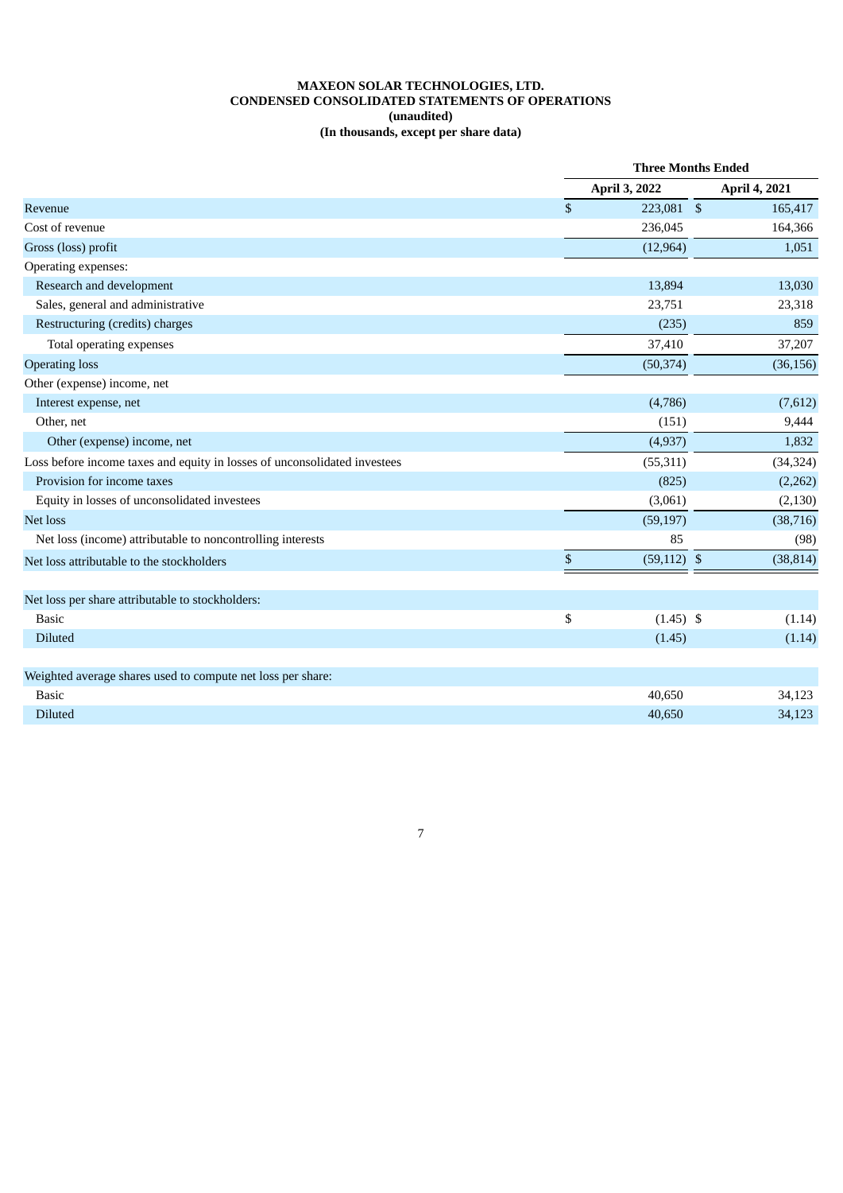**MAXEON SOLAR TECHNOLOGIES, LTD.**
**CONDENSED CONSOLIDATED STATEMENTS OF OPERATIONS**
**(unaudited)**
**(In thousands, except per share data)**

| | Three Months Ended | |
|---|---|---|
| | April 3, 2022 | April 4, 2021 |
| Revenue | $ 223,081 | $ 165,417 |
| Cost of revenue | 236,045 | 164,366 |
| Gross (loss) profit | (12,964) | 1,051 |
| Operating expenses: | | |
| Research and development | 13,894 | 13,030 |
| Sales, general and administrative | 23,751 | 23,318 |
| Restructuring (credits) charges | (235) | 859 |
| Total operating expenses | 37,410 | 37,207 |
| Operating loss | (50,374) | (36,156) |
| Other (expense) income, net | | |
| Interest expense, net | (4,786) | (7,612) |
| Other, net | (151) | 9,444 |
| Other (expense) income, net | (4,937) | 1,832 |
| Loss before income taxes and equity in losses of unconsolidated investees | (55,311) | (34,324) |
| Provision for income taxes | (825) | (2,262) |
| Equity in losses of unconsolidated investees | (3,061) | (2,130) |
| Net loss | (59,197) | (38,716) |
| Net loss (income) attributable to noncontrolling interests | 85 | (98) |
| Net loss attributable to the stockholders | $ (59,112) | $ (38,814) |
| | | |
| Net loss per share attributable to stockholders: | | |
| Basic | $ (1.45) | $ (1.14) |
| Diluted | (1.45) | (1.14) |
| | | |
| Weighted average shares used to compute net loss per share: | | |
| Basic | 40,650 | 34,123 |
| Diluted | 40,650 | 34,123 |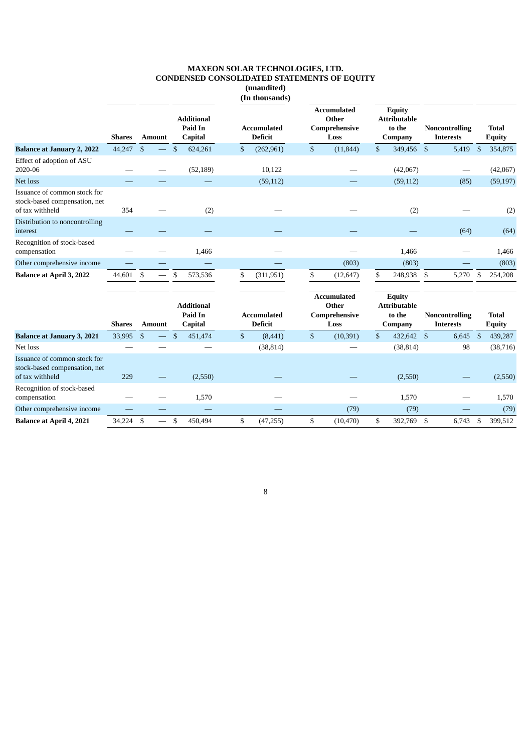# MAXEON SOLAR TECHNOLOGIES, LTD.
## CONDENSED CONSOLIDATED STATEMENTS OF EQUITY
**(unaudited)**
**(In thousands)**

| | Shares | Amount | Additional Paid In Capital | Accumulated Deficit | Accumulated Other Comprehensive Loss | Equity Attributable to the Company | Noncontrolling Interests | Total Equity |
|---|---|---|---|---|---|---|---|---|
| **Balance at January 2, 2022** | 44,247 | $ — | $ 624,261 | $ (262,961) | $ (11,844) | $ 349,456 | $ 5,419 | $ 354,875 |
| Effect of adoption of ASU 2020-06 | — | — | (52,189) | 10,122 | — | (42,067) | — | (42,067) |
| Net loss | — | — | — | (59,112) | — | (59,112) | (85) | (59,197) |
| Issuance of common stock for stock-based compensation, net of tax withheld | 354 | — | (2) | — | — | (2) | — | (2) |
| Distribution to noncontrolling interest | — | — | — | — | — | — | (64) | (64) |
| Recognition of stock-based compensation | — | — | 1,466 | — | — | 1,466 | — | 1,466 |
| Other comprehensive income | — | — | — | — | (803) | (803) | — | (803) |
| **Balance at April 3, 2022** | 44,601 | $ — | $ 573,536 | $ (311,951) | $ (12,647) | $ 248,938 | $ 5,270 | $ 254,208 |

| | Shares | Amount | Additional Paid In Capital | Accumulated Deficit | Accumulated Other Comprehensive Loss | Equity Attributable to the Company | Noncontrolling Interests | Total Equity |
|---|---|---|---|---|---|---|---|---|
| **Balance at January 3, 2021** | 33,995 | $ — | $ 451,474 | $ (8,441) | $ (10,391) | $ 432,642 | $ 6,645 | $ 439,287 |
| Net loss | — | — | — | (38,814) | — | (38,814) | 98 | (38,716) |
| Issuance of common stock for stock-based compensation, net of tax withheld | 229 | — | (2,550) | — | — | (2,550) | — | (2,550) |
| Recognition of stock-based compensation | — | — | 1,570 | — | — | 1,570 | — | 1,570 |
| Other comprehensive income | — | — | — | — | (79) | (79) | — | (79) |
| **Balance at April 4, 2021** | 34,224 | $ — | $ 450,494 | $ (47,255) | $ (10,470) | $ 392,769 | $ 6,743 | $ 399,512 |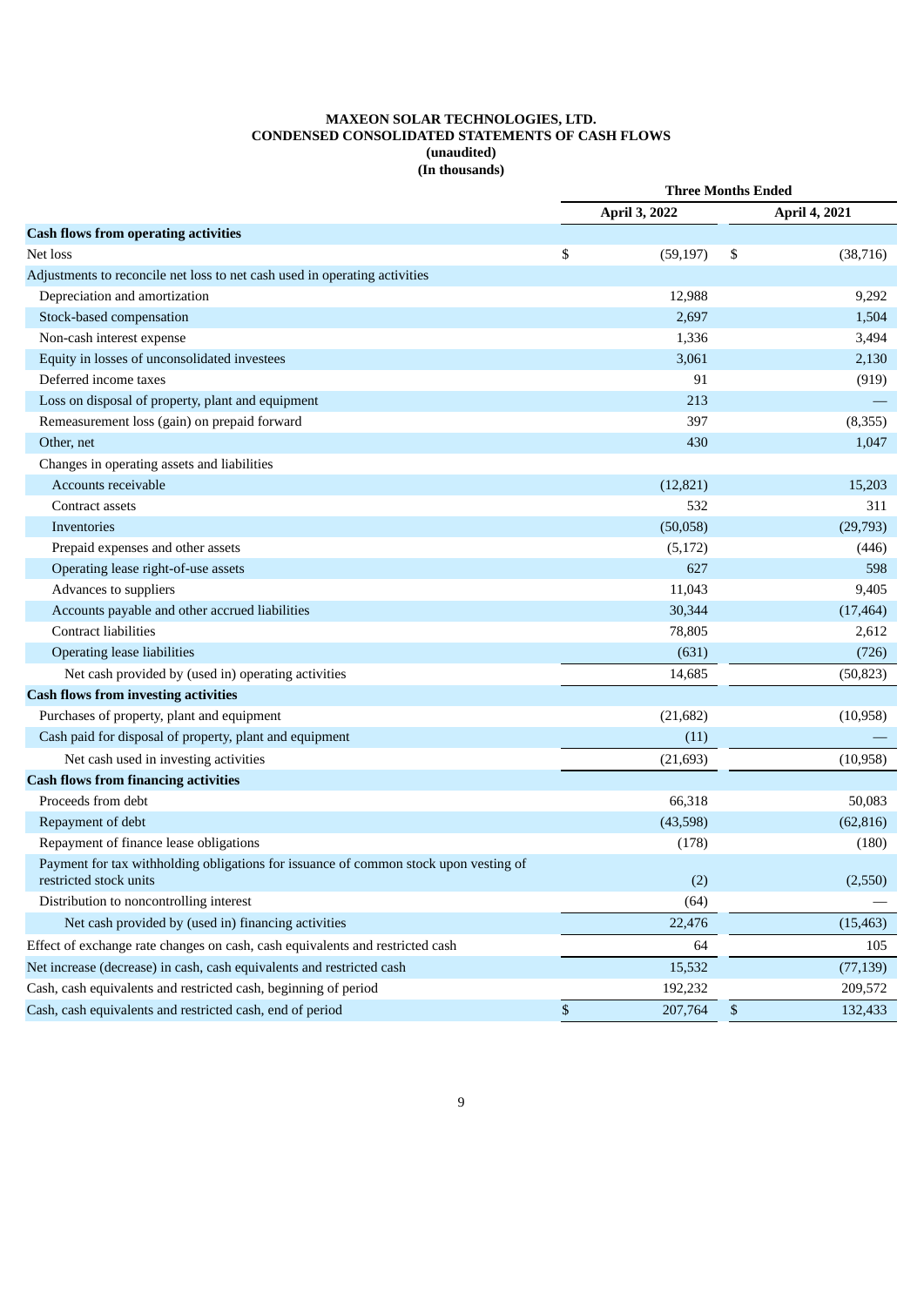**MAXEON SOLAR TECHNOLOGIES, LTD.**
**CONDENSED CONSOLIDATED STATEMENTS OF CASH FLOWS**
**(unaudited)**
**(In thousands)**

| | Three Months Ended | |
|---|---|---|
| | April 3, 2022 | April 4, 2021 |
| **Cash flows from operating activities** | | |
| Net loss | $ (59,197) | $ (38,716) |
| Adjustments to reconcile net loss to net cash used in operating activities | | |
| Depreciation and amortization | 12,988 | 9,292 |
| Stock-based compensation | 2,697 | 1,504 |
| Non-cash interest expense | 1,336 | 3,494 |
| Equity in losses of unconsolidated investees | 3,061 | 2,130 |
| Deferred income taxes | 91 | (919) |
| Loss on disposal of property, plant and equipment | 213 | — |
| Remeasurement loss (gain) on prepaid forward | 397 | (8,355) |
| Other, net | 430 | 1,047 |
| Changes in operating assets and liabilities | | |
| Accounts receivable | (12,821) | 15,203 |
| Contract assets | 532 | 311 |
| Inventories | (50,058) | (29,793) |
| Prepaid expenses and other assets | (5,172) | (446) |
| Operating lease right-of-use assets | 627 | 598 |
| Advances to suppliers | 11,043 | 9,405 |
| Accounts payable and other accrued liabilities | 30,344 | (17,464) |
| Contract liabilities | 78,805 | 2,612 |
| Operating lease liabilities | (631) | (726) |
| Net cash provided by (used in) operating activities | 14,685 | (50,823) |
| **Cash flows from investing activities** | | |
| Purchases of property, plant and equipment | (21,682) | (10,958) |
| Cash paid for disposal of property, plant and equipment | (11) | — |
| Net cash used in investing activities | (21,693) | (10,958) |
| **Cash flows from financing activities** | | |
| Proceeds from debt | 66,318 | 50,083 |
| Repayment of debt | (43,598) | (62,816) |
| Repayment of finance lease obligations | (178) | (180) |
| Payment for tax withholding obligations for issuance of common stock upon vesting of restricted stock units | (2) | (2,550) |
| Distribution to noncontrolling interest | (64) | — |
| Net cash provided by (used in) financing activities | 22,476 | (15,463) |
| Effect of exchange rate changes on cash, cash equivalents and restricted cash | 64 | 105 |
| Net increase (decrease) in cash, cash equivalents and restricted cash | 15,532 | (77,139) |
| Cash, cash equivalents and restricted cash, beginning of period | 192,232 | 209,572 |
| Cash, cash equivalents and restricted cash, end of period | $ 207,764 | $ 132,433 |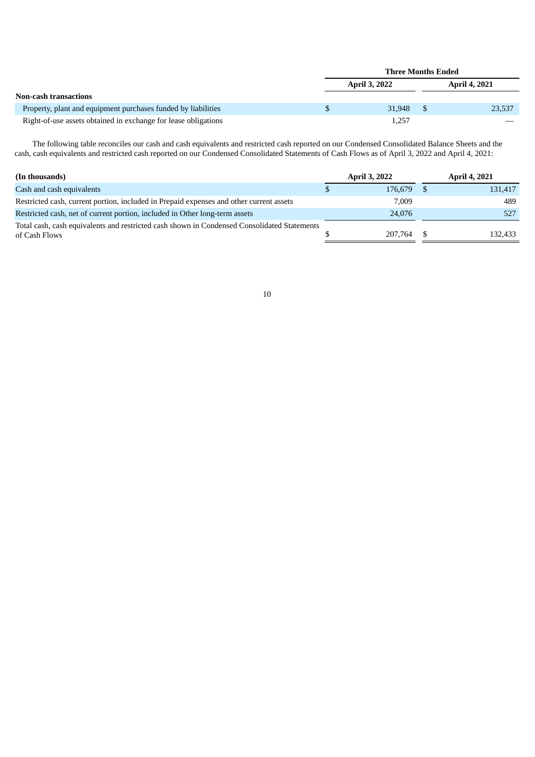| | Three Months Ended | |
|---|---|---|
| | April 3, 2022 | April 4, 2021 |
| **Non-cash transactions** | | |
| Property, plant and equipment purchases funded by liabilities | $ 31,948 | $ 23,537 |
| Right-of-use assets obtained in exchange for lease obligations | 1,257 | — |

The following table reconciles our cash and cash equivalents and restricted cash reported on our Condensed Consolidated Balance Sheets and the cash, cash equivalents and restricted cash reported on our Condensed Consolidated Statements of Cash Flows as of April 3, 2022 and April 4, 2021:

| (In thousands) | April 3, 2022 | April 4, 2021 |
|---|---|---|
| Cash and cash equivalents | $ 176,679 | $ 131,417 |
| Restricted cash, current portion, included in Prepaid expenses and other current assets | 7,009 | 489 |
| Restricted cash, net of current portion, included in Other long-term assets | 24,076 | 527 |
| Total cash, cash equivalents and restricted cash shown in Condensed Consolidated Statements of Cash Flows | $ 207,764 | $ 132,433 |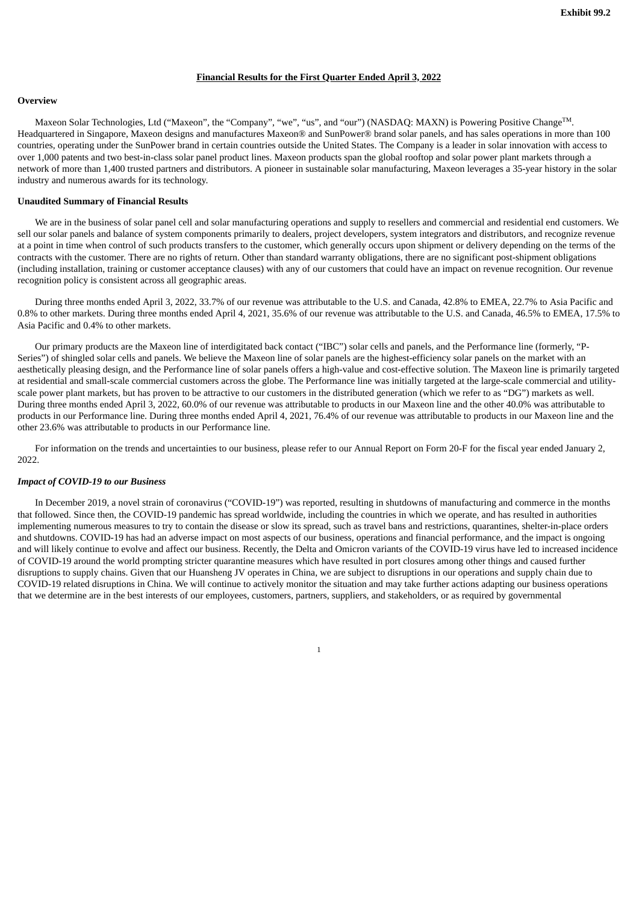Exhibit 99.2

**Financial Results for the First Quarter Ended April 3, 2022**

**Overview**

Maxeon Solar Technologies, Ltd ("Maxeon", the "Company", "we", "us", and "our") (NASDAQ: MAXN) is Powering Positive Change™. Headquartered in Singapore, Maxeon designs and manufactures Maxeon® and SunPower® brand solar panels, and has sales operations in more than 100 countries, operating under the SunPower brand in certain countries outside the United States. The Company is a leader in solar innovation with access to over 1,000 patents and two best-in-class solar panel product lines. Maxeon products span the global rooftop and solar power plant markets through a network of more than 1,400 trusted partners and distributors. A pioneer in sustainable solar manufacturing, Maxeon leverages a 35-year history in the solar industry and numerous awards for its technology.

**Unaudited Summary of Financial Results**

We are in the business of solar panel cell and solar manufacturing operations and supply to resellers and commercial and residential end customers. We sell our solar panels and balance of system components primarily to dealers, project developers, system integrators and distributors, and recognize revenue at a point in time when control of such products transfers to the customer, which generally occurs upon shipment or delivery depending on the terms of the contracts with the customer. There are no rights of return. Other than standard warranty obligations, there are no significant post-shipment obligations (including installation, training or customer acceptance clauses) with any of our customers that could have an impact on revenue recognition. Our revenue recognition policy is consistent across all geographic areas.

During three months ended April 3, 2022, 33.7% of our revenue was attributable to the U.S. and Canada, 42.8% to EMEA, 22.7% to Asia Pacific and 0.8% to other markets. During three months ended April 4, 2021, 35.6% of our revenue was attributable to the U.S. and Canada, 46.5% to EMEA, 17.5% to Asia Pacific and 0.4% to other markets.

Our primary products are the Maxeon line of interdigitated back contact ("IBC") solar cells and panels, and the Performance line (formerly, "P-Series") of shingled solar cells and panels. We believe the Maxeon line of solar panels are the highest-efficiency solar panels on the market with an aesthetically pleasing design, and the Performance line of solar panels offers a high-value and cost-effective solution. The Maxeon line is primarily targeted at residential and small-scale commercial customers across the globe. The Performance line was initially targeted at the large-scale commercial and utility-scale power plant markets, but has proven to be attractive to our customers in the distributed generation (which we refer to as "DG") markets as well. During three months ended April 3, 2022, 60.0% of our revenue was attributable to products in our Maxeon line and the other 40.0% was attributable to products in our Performance line. During three months ended April 4, 2021, 76.4% of our revenue was attributable to products in our Maxeon line and the other 23.6% was attributable to products in our Performance line.

For information on the trends and uncertainties to our business, please refer to our Annual Report on Form 20-F for the fiscal year ended January 2, 2022.

***Impact of COVID-19 to our Business***

In December 2019, a novel strain of coronavirus ("COVID-19") was reported, resulting in shutdowns of manufacturing and commerce in the months that followed. Since then, the COVID-19 pandemic has spread worldwide, including the countries in which we operate, and has resulted in authorities implementing numerous measures to try to contain the disease or slow its spread, such as travel bans and restrictions, quarantines, shelter-in-place orders and shutdowns. COVID-19 has had an adverse impact on most aspects of our business, operations and financial performance, and the impact is ongoing and will likely continue to evolve and affect our business. Recently, the Delta and Omicron variants of the COVID-19 virus have led to increased incidence of COVID-19 around the world prompting stricter quarantine measures which have resulted in port closures among other things and caused further disruptions to supply chains. Given that our Huansheng JV operates in China, we are subject to disruptions in our operations and supply chain due to COVID-19 related disruptions in China. We will continue to actively monitor the situation and may take further actions adapting our business operations that we determine are in the best interests of our employees, customers, partners, suppliers, and stakeholders, or as required by governmental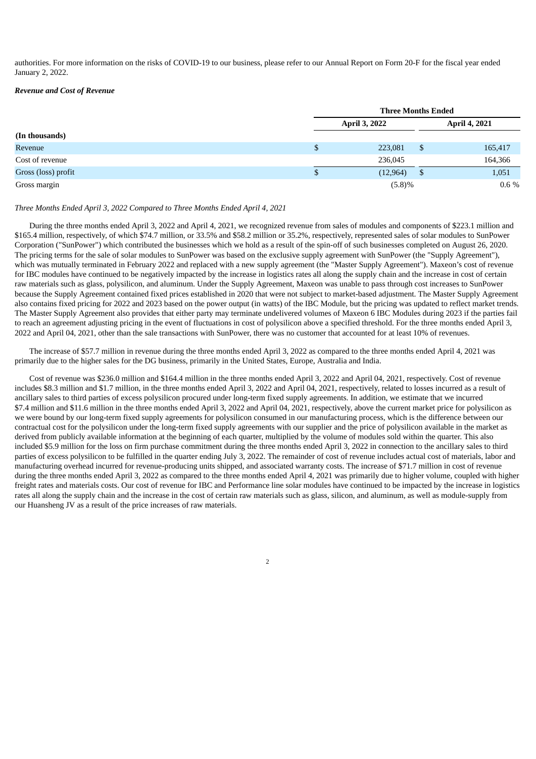authorities. For more information on the risks of COVID-19 to our business, please refer to our Annual Report on Form 20-F for the fiscal year ended January 2, 2022.

***Revenue and Cost of Revenue***

| | Three Months Ended | |
|---|---|---|
| | April 3, 2022 | April 4, 2021 |
| **(In thousands)** | | |
| Revenue | $ 223,081 | $ 165,417 |
| Cost of revenue | 236,045 | 164,366 |
| Gross (loss) profit | $ (12,964) | $ 1,051 |
| Gross margin | (5.8)% | 0.6 % |

*Three Months Ended April 3, 2022 Compared to Three Months Ended April 4, 2021*

During the three months ended April 3, 2022 and April 4, 2021, we recognized revenue from sales of modules and components of $223.1 million and $165.4 million, respectively, of which $74.7 million, or 33.5% and $58.2 million or 35.2%, respectively, represented sales of solar modules to SunPower Corporation ("SunPower") which contributed the businesses which we hold as a result of the spin-off of such businesses completed on August 26, 2020. The pricing terms for the sale of solar modules to SunPower was based on the exclusive supply agreement with SunPower (the "Supply Agreement"), which was mutually terminated in February 2022 and replaced with a new supply agreement (the "Master Supply Agreement"). Maxeon's cost of revenue for IBC modules have continued to be negatively impacted by the increase in logistics rates all along the supply chain and the increase in cost of certain raw materials such as glass, polysilicon, and aluminum. Under the Supply Agreement, Maxeon was unable to pass through cost increases to SunPower because the Supply Agreement contained fixed prices established in 2020 that were not subject to market-based adjustment. The Master Supply Agreement also contains fixed pricing for 2022 and 2023 based on the power output (in watts) of the IBC Module, but the pricing was updated to reflect market trends. The Master Supply Agreement also provides that either party may terminate undelivered volumes of Maxeon 6 IBC Modules during 2023 if the parties fail to reach an agreement adjusting pricing in the event of fluctuations in cost of polysilicon above a specified threshold. For the three months ended April 3, 2022 and April 04, 2021, other than the sale transactions with SunPower, there was no customer that accounted for at least 10% of revenues.

The increase of $57.7 million in revenue during the three months ended April 3, 2022 as compared to the three months ended April 4, 2021 was primarily due to the higher sales for the DG business, primarily in the United States, Europe, Australia and India.

Cost of revenue was $236.0 million and $164.4 million in the three months ended April 3, 2022 and April 04, 2021, respectively. Cost of revenue includes $8.3 million and $1.7 million, in the three months ended April 3, 2022 and April 04, 2021, respectively, related to losses incurred as a result of ancillary sales to third parties of excess polysilicon procured under long-term fixed supply agreements. In addition, we estimate that we incurred $7.4 million and $11.6 million in the three months ended April 3, 2022 and April 04, 2021, respectively, above the current market price for polysilicon as we were bound by our long-term fixed supply agreements for polysilicon consumed in our manufacturing process, which is the difference between our contractual cost for the polysilicon under the long-term fixed supply agreements with our supplier and the price of polysilicon available in the market as derived from publicly available information at the beginning of each quarter, multiplied by the volume of modules sold within the quarter. This also included $5.9 million for the loss on firm purchase commitment during the three months ended April 3, 2022 in connection to the ancillary sales to third parties of excess polysilicon to be fulfilled in the quarter ending July 3, 2022. The remainder of cost of revenue includes actual cost of materials, labor and manufacturing overhead incurred for revenue-producing units shipped, and associated warranty costs. The increase of $71.7 million in cost of revenue during the three months ended April 3, 2022 as compared to the three months ended April 4, 2021 was primarily due to higher volume, coupled with higher freight rates and materials costs. Our cost of revenue for IBC and Performance line solar modules have continued to be impacted by the increase in logistics rates all along the supply chain and the increase in the cost of certain raw materials such as glass, silicon, and aluminum, as well as module-supply from our Huansheng JV as a result of the price increases of raw materials.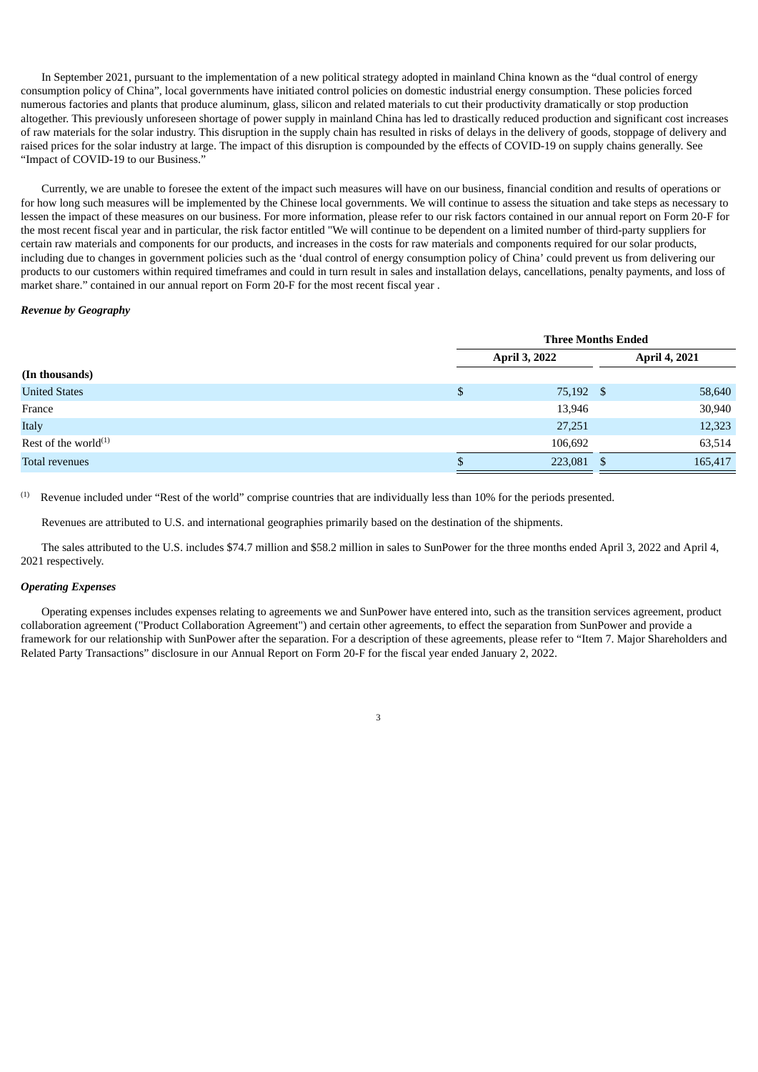In September 2021, pursuant to the implementation of a new political strategy adopted in mainland China known as the "dual control of energy consumption policy of China", local governments have initiated control policies on domestic industrial energy consumption. These policies forced numerous factories and plants that produce aluminum, glass, silicon and related materials to cut their productivity dramatically or stop production altogether. This previously unforeseen shortage of power supply in mainland China has led to drastically reduced production and significant cost increases of raw materials for the solar industry. This disruption in the supply chain has resulted in risks of delays in the delivery of goods, stoppage of delivery and raised prices for the solar industry at large. The impact of this disruption is compounded by the effects of COVID-19 on supply chains generally. See "Impact of COVID-19 to our Business."

Currently, we are unable to foresee the extent of the impact such measures will have on our business, financial condition and results of operations or for how long such measures will be implemented by the Chinese local governments. We will continue to assess the situation and take steps as necessary to lessen the impact of these measures on our business. For more information, please refer to our risk factors contained in our annual report on Form 20-F for the most recent fiscal year and in particular, the risk factor entitled "We will continue to be dependent on a limited number of third-party suppliers for certain raw materials and components for our products, and increases in the costs for raw materials and components required for our solar products, including due to changes in government policies such as the 'dual control of energy consumption policy of China' could prevent us from delivering our products to our customers within required timeframes and could in turn result in sales and installation delays, cancellations, penalty payments, and loss of market share." contained in our annual report on Form 20-F for the most recent fiscal year .

***Revenue by Geography***

| | Three Months Ended | |
|---|---|---|
| | April 3, 2022 | April 4, 2021 |
| **(In thousands)** | | |
| United States | $ 75,192 | $ 58,640 |
| France | 13,946 | 30,940 |
| Italy | 27,251 | 12,323 |
| Rest of the world[(1)] | 106,692 | 63,514 |
| Total revenues | $ 223,081 | $ 165,417 |

[(1)] Revenue included under "Rest of the world" comprise countries that are individually less than 10% for the periods presented.

Revenues are attributed to U.S. and international geographies primarily based on the destination of the shipments.

The sales attributed to the U.S. includes $74.7 million and $58.2 million in sales to SunPower for the three months ended April 3, 2022 and April 4, 2021 respectively.

***Operating Expenses***

Operating expenses includes expenses relating to agreements we and SunPower have entered into, such as the transition services agreement, product collaboration agreement ("Product Collaboration Agreement") and certain other agreements, to effect the separation from SunPower and provide a framework for our relationship with SunPower after the separation. For a description of these agreements, please refer to "Item 7. Major Shareholders and Related Party Transactions" disclosure in our Annual Report on Form 20-F for the fiscal year ended January 2, 2022.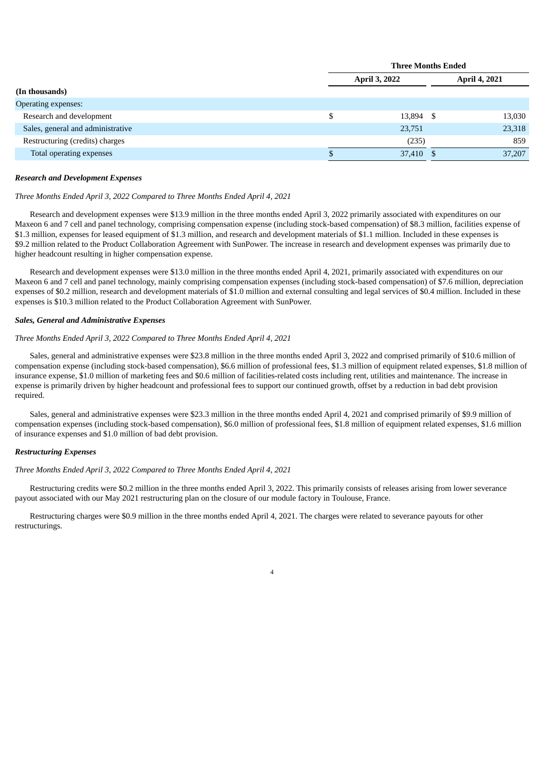| (In thousands) | Three Months Ended | |
|---|---|---|
| | April 3, 2022 | April 4, 2021 |
| Operating expenses: | | |
| Research and development | $ 13,894 | $ 13,030 |
| Sales, general and administrative | 23,751 | 23,318 |
| Restructuring (credits) charges | (235) | 859 |
| Total operating expenses | $ 37,410 | $ 37,207 |

***Research and Development Expenses***

*Three Months Ended April 3, 2022 Compared to Three Months Ended April 4, 2021*

Research and development expenses were $13.9 million in the three months ended April 3, 2022 primarily associated with expenditures on our Maxeon 6 and 7 cell and panel technology, comprising compensation expense (including stock-based compensation) of $8.3 million, facilities expense of $1.3 million, expenses for leased equipment of $1.3 million, and research and development materials of $1.1 million. Included in these expenses is $9.2 million related to the Product Collaboration Agreement with SunPower. The increase in research and development expenses was primarily due to higher headcount resulting in higher compensation expense.

Research and development expenses were $13.0 million in the three months ended April 4, 2021, primarily associated with expenditures on our Maxeon 6 and 7 cell and panel technology, mainly comprising compensation expenses (including stock-based compensation) of $7.6 million, depreciation expenses of $0.2 million, research and development materials of $1.0 million and external consulting and legal services of $0.4 million. Included in these expenses is $10.3 million related to the Product Collaboration Agreement with SunPower.

***Sales, General and Administrative Expenses***

*Three Months Ended April 3, 2022 Compared to Three Months Ended April 4, 2021*

Sales, general and administrative expenses were $23.8 million in the three months ended April 3, 2022 and comprised primarily of $10.6 million of compensation expense (including stock-based compensation), $6.6 million of professional fees, $1.3 million of equipment related expenses, $1.8 million of insurance expense, $1.0 million of marketing fees and $0.6 million of facilities-related costs including rent, utilities and maintenance. The increase in expense is primarily driven by higher headcount and professional fees to support our continued growth, offset by a reduction in bad debt provision required.

Sales, general and administrative expenses were $23.3 million in the three months ended April 4, 2021 and comprised primarily of $9.9 million of compensation expenses (including stock-based compensation), $6.0 million of professional fees, $1.8 million of equipment related expenses, $1.6 million of insurance expenses and $1.0 million of bad debt provision.

***Restructuring Expenses***

*Three Months Ended April 3, 2022 Compared to Three Months Ended April 4, 2021*

Restructuring credits were $0.2 million in the three months ended April 3, 2022. This primarily consists of releases arising from lower severance payout associated with our May 2021 restructuring plan on the closure of our module factory in Toulouse, France.

Restructuring charges were $0.9 million in the three months ended April 4, 2021. The charges were related to severance payouts for other restructurings.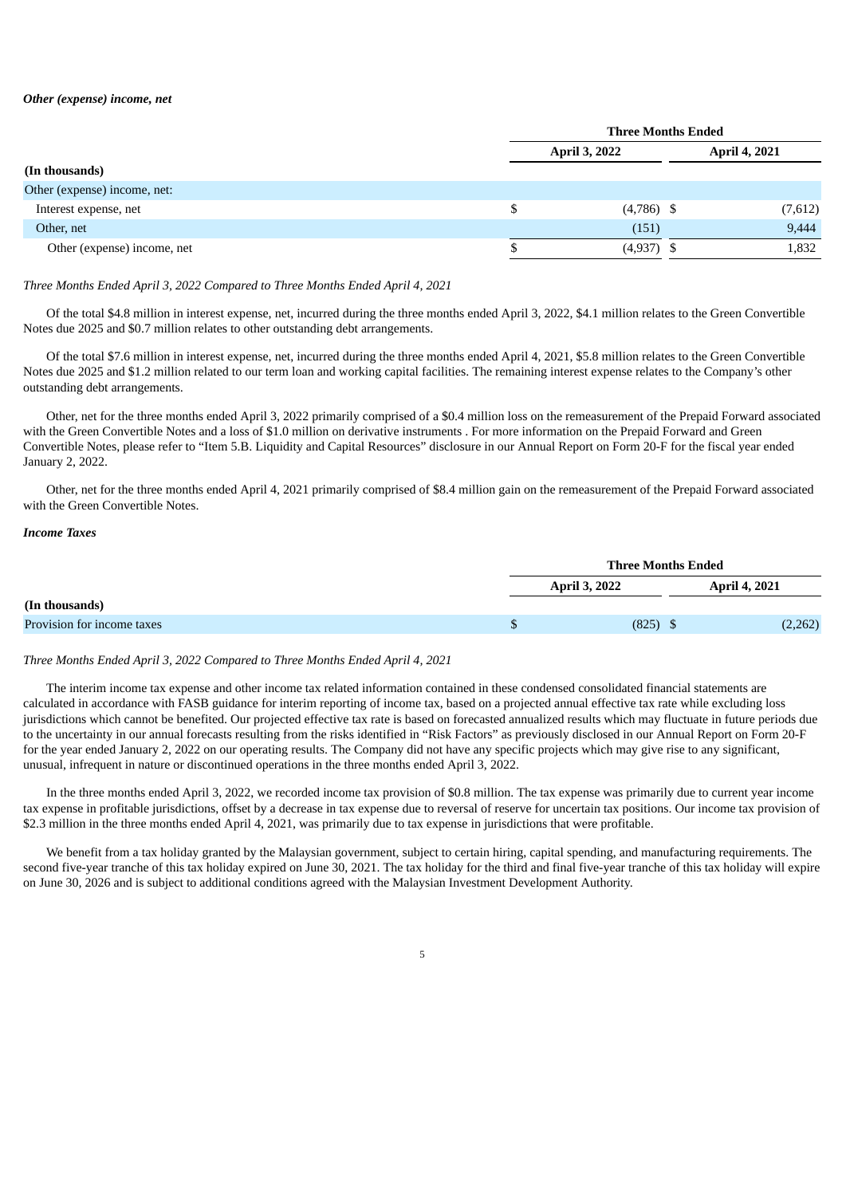***Other (expense) income, net***

| | Three Months Ended | |
|---|---|---|
| | April 3, 2022 | April 4, 2021 |
| **(In thousands)** | | |
| Other (expense) income, net: | | |
| Interest expense, net | $ (4,786) | $ (7,612) |
| Other, net | (151) | 9,444 |
| Other (expense) income, net | $ (4,937) | $ 1,832 |

*Three Months Ended April 3, 2022 Compared to Three Months Ended April 4, 2021*

Of the total $4.8 million in interest expense, net, incurred during the three months ended April 3, 2022, $4.1 million relates to the Green Convertible Notes due 2025 and $0.7 million relates to other outstanding debt arrangements.

Of the total $7.6 million in interest expense, net, incurred during the three months ended April 4, 2021, $5.8 million relates to the Green Convertible Notes due 2025 and $1.2 million related to our term loan and working capital facilities. The remaining interest expense relates to the Company's other outstanding debt arrangements.

Other, net for the three months ended April 3, 2022 primarily comprised of a $0.4 million loss on the remeasurement of the Prepaid Forward associated with the Green Convertible Notes and a loss of $1.0 million on derivative instruments . For more information on the Prepaid Forward and Green Convertible Notes, please refer to "Item 5.B. Liquidity and Capital Resources" disclosure in our Annual Report on Form 20-F for the fiscal year ended January 2, 2022.

Other, net for the three months ended April 4, 2021 primarily comprised of $8.4 million gain on the remeasurement of the Prepaid Forward associated with the Green Convertible Notes.

***Income Taxes***

| | Three Months Ended | |
|---|---|---|
| | April 3, 2022 | April 4, 2021 |
| **(In thousands)** | | |
| Provision for income taxes | $ (825) | $ (2,262) |

*Three Months Ended April 3, 2022 Compared to Three Months Ended April 4, 2021*

The interim income tax expense and other income tax related information contained in these condensed consolidated financial statements are calculated in accordance with FASB guidance for interim reporting of income tax, based on a projected annual effective tax rate while excluding loss jurisdictions which cannot be benefited. Our projected effective tax rate is based on forecasted annualized results which may fluctuate in future periods due to the uncertainty in our annual forecasts resulting from the risks identified in "Risk Factors" as previously disclosed in our Annual Report on Form 20-F for the year ended January 2, 2022 on our operating results. The Company did not have any specific projects which may give rise to any significant, unusual, infrequent in nature or discontinued operations in the three months ended April 3, 2022.

In the three months ended April 3, 2022, we recorded income tax provision of $0.8 million. The tax expense was primarily due to current year income tax expense in profitable jurisdictions, offset by a decrease in tax expense due to reversal of reserve for uncertain tax positions. Our income tax provision of $2.3 million in the three months ended April 4, 2021, was primarily due to tax expense in jurisdictions that were profitable.

We benefit from a tax holiday granted by the Malaysian government, subject to certain hiring, capital spending, and manufacturing requirements. The second five-year tranche of this tax holiday expired on June 30, 2021. The tax holiday for the third and final five-year tranche of this tax holiday will expire on June 30, 2026 and is subject to additional conditions agreed with the Malaysian Investment Development Authority.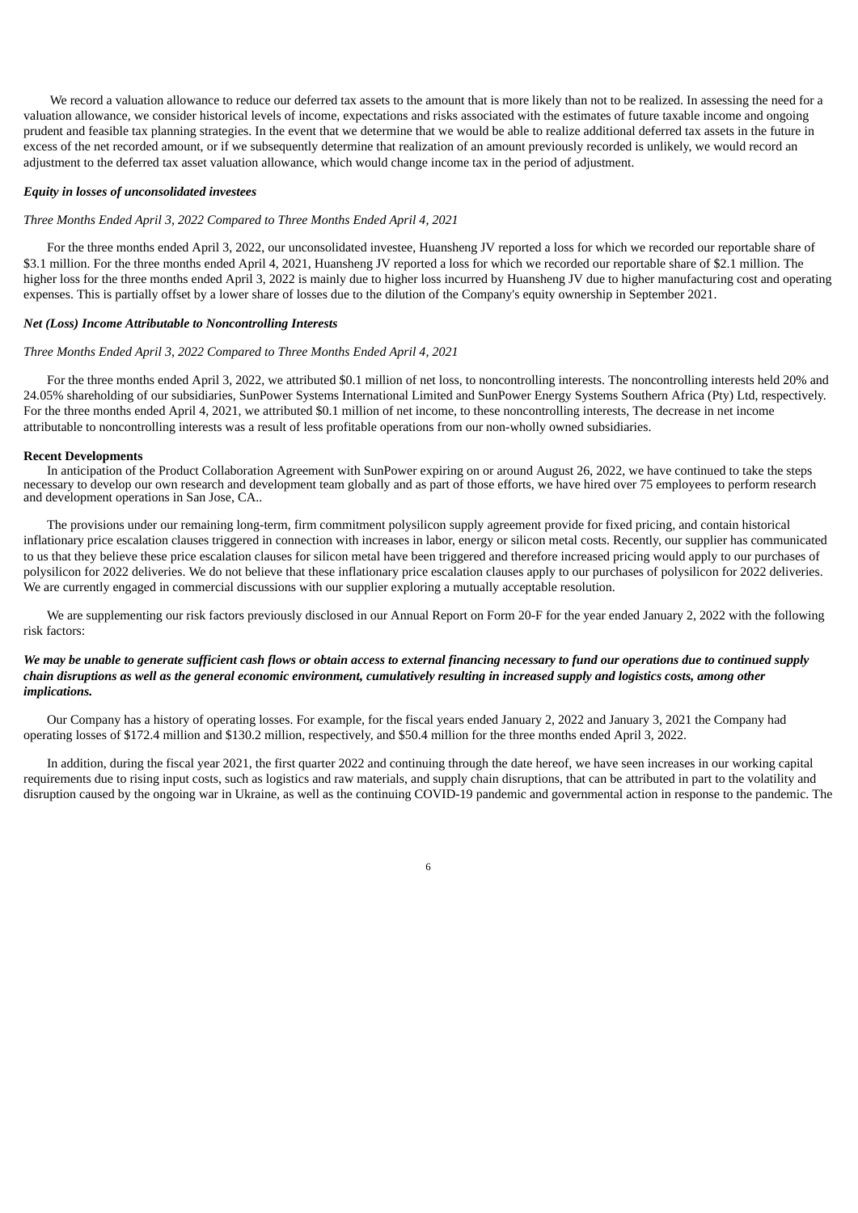We record a valuation allowance to reduce our deferred tax assets to the amount that is more likely than not to be realized. In assessing the need for a valuation allowance, we consider historical levels of income, expectations and risks associated with the estimates of future taxable income and ongoing prudent and feasible tax planning strategies. In the event that we determine that we would be able to realize additional deferred tax assets in the future in excess of the net recorded amount, or if we subsequently determine that realization of an amount previously recorded is unlikely, we would record an adjustment to the deferred tax asset valuation allowance, which would change income tax in the period of adjustment.

***Equity in losses of unconsolidated investees***

*Three Months Ended April 3, 2022 Compared to Three Months Ended April 4, 2021*

For the three months ended April 3, 2022, our unconsolidated investee, Huansheng JV reported a loss for which we recorded our reportable share of $3.1 million. For the three months ended April 4, 2021, Huansheng JV reported a loss for which we recorded our reportable share of $2.1 million. The higher loss for the three months ended April 3, 2022 is mainly due to higher loss incurred by Huansheng JV due to higher manufacturing cost and operating expenses. This is partially offset by a lower share of losses due to the dilution of the Company's equity ownership in September 2021.

***Net (Loss) Income Attributable to Noncontrolling Interests***

*Three Months Ended April 3, 2022 Compared to Three Months Ended April 4, 2021*

For the three months ended April 3, 2022, we attributed $0.1 million of net loss, to noncontrolling interests. The noncontrolling interests held 20% and 24.05% shareholding of our subsidiaries, SunPower Systems International Limited and SunPower Energy Systems Southern Africa (Pty) Ltd, respectively. For the three months ended April 4, 2021, we attributed $0.1 million of net income, to these noncontrolling interests, The decrease in net income attributable to noncontrolling interests was a result of less profitable operations from our non-wholly owned subsidiaries.

**Recent Developments**

In anticipation of the Product Collaboration Agreement with SunPower expiring on or around August 26, 2022, we have continued to take the steps necessary to develop our own research and development team globally and as part of those efforts, we have hired over 75 employees to perform research and development operations in San Jose, CA..

The provisions under our remaining long-term, firm commitment polysilicon supply agreement provide for fixed pricing, and contain historical inflationary price escalation clauses triggered in connection with increases in labor, energy or silicon metal costs. Recently, our supplier has communicated to us that they believe these price escalation clauses for silicon metal have been triggered and therefore increased pricing would apply to our purchases of polysilicon for 2022 deliveries. We do not believe that these inflationary price escalation clauses apply to our purchases of polysilicon for 2022 deliveries. We are currently engaged in commercial discussions with our supplier exploring a mutually acceptable resolution.

We are supplementing our risk factors previously disclosed in our Annual Report on Form 20-F for the year ended January 2, 2022 with the following risk factors:

***We may be unable to generate sufficient cash flows or obtain access to external financing necessary to fund our operations due to continued supply chain disruptions as well as the general economic environment, cumulatively resulting in increased supply and logistics costs, among other implications.***

Our Company has a history of operating losses. For example, for the fiscal years ended January 2, 2022 and January 3, 2021 the Company had operating losses of $172.4 million and $130.2 million, respectively, and $50.4 million for the three months ended April 3, 2022.

In addition, during the fiscal year 2021, the first quarter 2022 and continuing through the date hereof, we have seen increases in our working capital requirements due to rising input costs, such as logistics and raw materials, and supply chain disruptions, that can be attributed in part to the volatility and disruption caused by the ongoing war in Ukraine, as well as the continuing COVID-19 pandemic and governmental action in response to the pandemic. The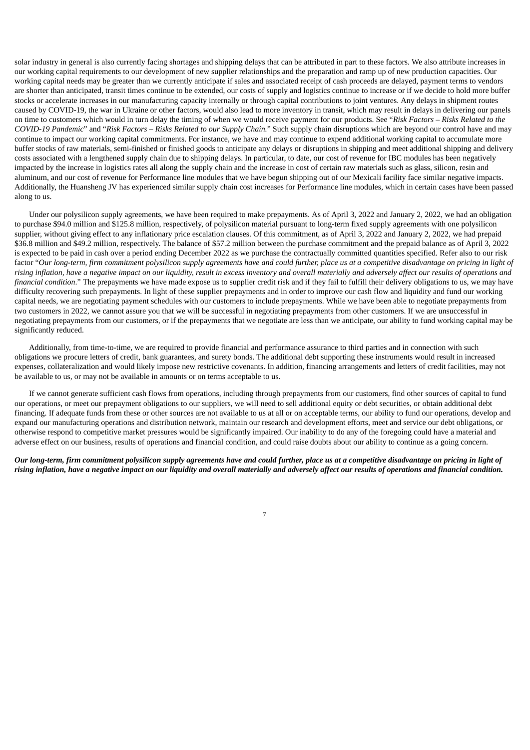solar industry in general is also currently facing shortages and shipping delays that can be attributed in part to these factors. We also attribute increases in our working capital requirements to our development of new supplier relationships and the preparation and ramp up of new production capacities. Our working capital needs may be greater than we currently anticipate if sales and associated receipt of cash proceeds are delayed, payment terms to vendors are shorter than anticipated, transit times continue to be extended, our costs of supply and logistics continue to increase or if we decide to hold more buffer stocks or accelerate increases in our manufacturing capacity internally or through capital contributions to joint ventures. Any delays in shipment routes caused by COVID-19, the war in Ukraine or other factors, would also lead to more inventory in transit, which may result in delays in delivering our panels on time to customers which would in turn delay the timing of when we would receive payment for our products. See "*Risk Factors – Risks Related to the COVID-19 Pandemic*" and "*Risk Factors – Risks Related to our Supply Chain.*" Such supply chain disruptions which are beyond our control have and may continue to impact our working capital commitments. For instance, we have and may continue to expend additional working capital to accumulate more buffer stocks of raw materials, semi-finished or finished goods to anticipate any delays or disruptions in shipping and meet additional shipping and delivery costs associated with a lengthened supply chain due to shipping delays. In particular, to date, our cost of revenue for IBC modules has been negatively impacted by the increase in logistics rates all along the supply chain and the increase in cost of certain raw materials such as glass, silicon, resin and aluminum, and our cost of revenue for Performance line modules that we have begun shipping out of our Mexicali facility face similar negative impacts. Additionally, the Huansheng JV has experienced similar supply chain cost increases for Performance line modules, which in certain cases have been passed along to us.

Under our polysilicon supply agreements, we have been required to make prepayments. As of April 3, 2022 and January 2, 2022, we had an obligation to purchase $94.0 million and $125.8 million, respectively, of polysilicon material pursuant to long-term fixed supply agreements with one polysilicon supplier, without giving effect to any inflationary price escalation clauses. Of this commitment, as of April 3, 2022 and January 2, 2022, we had prepaid $36.8 million and $49.2 million, respectively. The balance of $57.2 million between the purchase commitment and the prepaid balance as of April 3, 2022 is expected to be paid in cash over a period ending December 2022 as we purchase the contractually committed quantities specified. Refer also to our risk factor "*Our long-term, firm commitment polysilicon supply agreements have and could further, place us at a competitive disadvantage on pricing in light of rising inflation, have a negative impact on our liquidity, result in excess inventory and overall materially and adversely affect our results of operations and financial condition*." The prepayments we have made expose us to supplier credit risk and if they fail to fulfill their delivery obligations to us, we may have difficulty recovering such prepayments. In light of these supplier prepayments and in order to improve our cash flow and liquidity and fund our working capital needs, we are negotiating payment schedules with our customers to include prepayments. While we have been able to negotiate prepayments from two customers in 2022, we cannot assure you that we will be successful in negotiating prepayments from other customers. If we are unsuccessful in negotiating prepayments from our customers, or if the prepayments that we negotiate are less than we anticipate, our ability to fund working capital may be significantly reduced.

Additionally, from time-to-time, we are required to provide financial and performance assurance to third parties and in connection with such obligations we procure letters of credit, bank guarantees, and surety bonds. The additional debt supporting these instruments would result in increased expenses, collateralization and would likely impose new restrictive covenants. In addition, financing arrangements and letters of credit facilities, may not be available to us, or may not be available in amounts or on terms acceptable to us.

If we cannot generate sufficient cash flows from operations, including through prepayments from our customers, find other sources of capital to fund our operations, or meet our prepayment obligations to our suppliers, we will need to sell additional equity or debt securities, or obtain additional debt financing. If adequate funds from these or other sources are not available to us at all or on acceptable terms, our ability to fund our operations, develop and expand our manufacturing operations and distribution network, maintain our research and development efforts, meet and service our debt obligations, or otherwise respond to competitive market pressures would be significantly impaired. Our inability to do any of the foregoing could have a material and adverse effect on our business, results of operations and financial condition, and could raise doubts about our ability to continue as a going concern.

***Our long-term, firm commitment polysilicon supply agreements have and could further, place us at a competitive disadvantage on pricing in light of rising inflation, have a negative impact on our liquidity and overall materially and adversely affect our results of operations and financial condition.***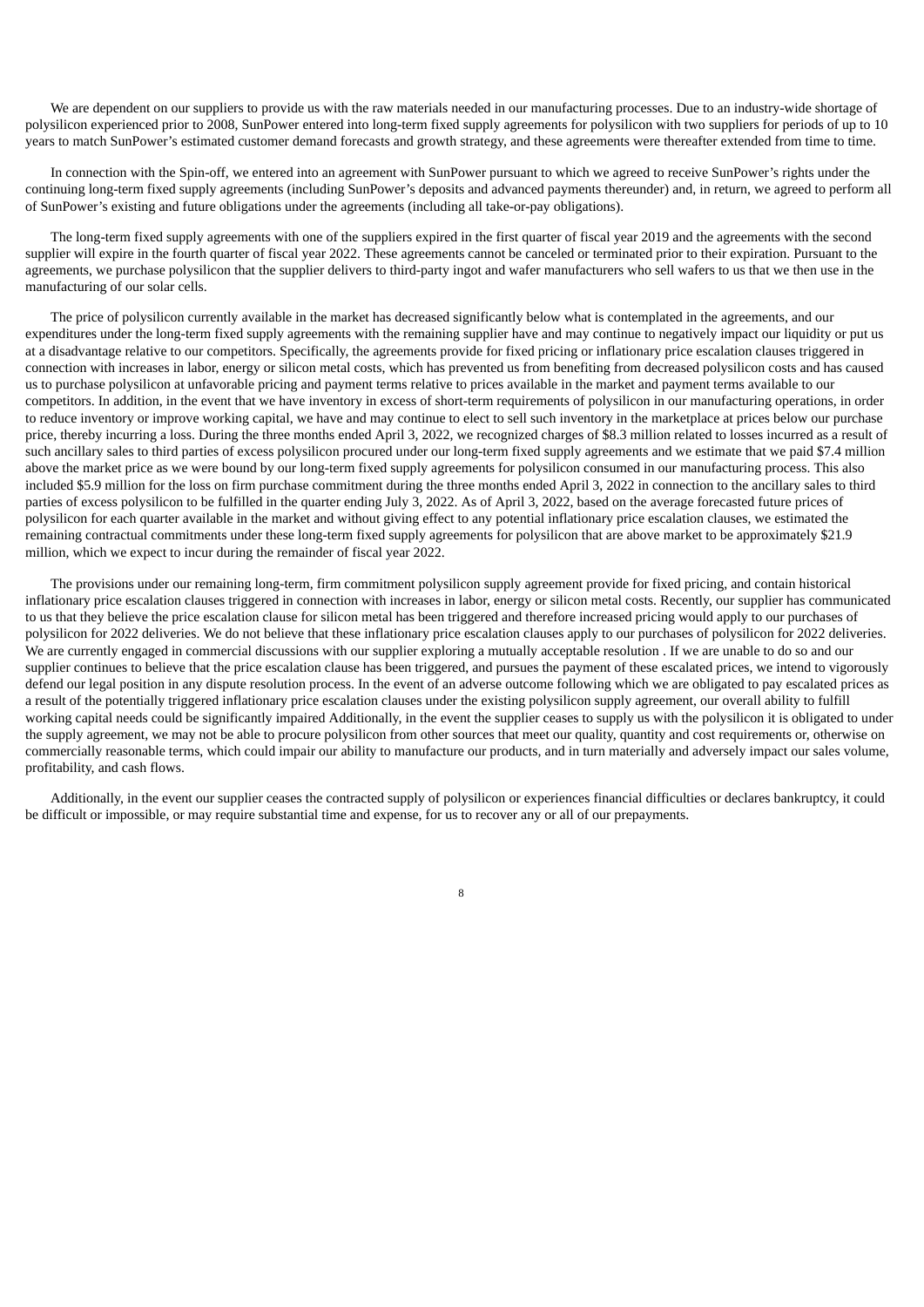We are dependent on our suppliers to provide us with the raw materials needed in our manufacturing processes. Due to an industry-wide shortage of polysilicon experienced prior to 2008, SunPower entered into long-term fixed supply agreements for polysilicon with two suppliers for periods of up to 10 years to match SunPower's estimated customer demand forecasts and growth strategy, and these agreements were thereafter extended from time to time.

In connection with the Spin-off, we entered into an agreement with SunPower pursuant to which we agreed to receive SunPower's rights under the continuing long-term fixed supply agreements (including SunPower's deposits and advanced payments thereunder) and, in return, we agreed to perform all of SunPower's existing and future obligations under the agreements (including all take-or-pay obligations).

The long-term fixed supply agreements with one of the suppliers expired in the first quarter of fiscal year 2019 and the agreements with the second supplier will expire in the fourth quarter of fiscal year 2022. These agreements cannot be canceled or terminated prior to their expiration. Pursuant to the agreements, we purchase polysilicon that the supplier delivers to third-party ingot and wafer manufacturers who sell wafers to us that we then use in the manufacturing of our solar cells.

The price of polysilicon currently available in the market has decreased significantly below what is contemplated in the agreements, and our expenditures under the long-term fixed supply agreements with the remaining supplier have and may continue to negatively impact our liquidity or put us at a disadvantage relative to our competitors. Specifically, the agreements provide for fixed pricing or inflationary price escalation clauses triggered in connection with increases in labor, energy or silicon metal costs, which has prevented us from benefiting from decreased polysilicon costs and has caused us to purchase polysilicon at unfavorable pricing and payment terms relative to prices available in the market and payment terms available to our competitors. In addition, in the event that we have inventory in excess of short-term requirements of polysilicon in our manufacturing operations, in order to reduce inventory or improve working capital, we have and may continue to elect to sell such inventory in the marketplace at prices below our purchase price, thereby incurring a loss. During the three months ended April 3, 2022, we recognized charges of $8.3 million related to losses incurred as a result of such ancillary sales to third parties of excess polysilicon procured under our long-term fixed supply agreements and we estimate that we paid $7.4 million above the market price as we were bound by our long-term fixed supply agreements for polysilicon consumed in our manufacturing process. This also included $5.9 million for the loss on firm purchase commitment during the three months ended April 3, 2022 in connection to the ancillary sales to third parties of excess polysilicon to be fulfilled in the quarter ending July 3, 2022. As of April 3, 2022, based on the average forecasted future prices of polysilicon for each quarter available in the market and without giving effect to any potential inflationary price escalation clauses, we estimated the remaining contractual commitments under these long-term fixed supply agreements for polysilicon that are above market to be approximately $21.9 million, which we expect to incur during the remainder of fiscal year 2022.

The provisions under our remaining long-term, firm commitment polysilicon supply agreement provide for fixed pricing, and contain historical inflationary price escalation clauses triggered in connection with increases in labor, energy or silicon metal costs. Recently, our supplier has communicated to us that they believe the price escalation clause for silicon metal has been triggered and therefore increased pricing would apply to our purchases of polysilicon for 2022 deliveries. We do not believe that these inflationary price escalation clauses apply to our purchases of polysilicon for 2022 deliveries. We are currently engaged in commercial discussions with our supplier exploring a mutually acceptable resolution . If we are unable to do so and our supplier continues to believe that the price escalation clause has been triggered, and pursues the payment of these escalated prices, we intend to vigorously defend our legal position in any dispute resolution process. In the event of an adverse outcome following which we are obligated to pay escalated prices as a result of the potentially triggered inflationary price escalation clauses under the existing polysilicon supply agreement, our overall ability to fulfill working capital needs could be significantly impaired Additionally, in the event the supplier ceases to supply us with the polysilicon it is obligated to under the supply agreement, we may not be able to procure polysilicon from other sources that meet our quality, quantity and cost requirements or, otherwise on commercially reasonable terms, which could impair our ability to manufacture our products, and in turn materially and adversely impact our sales volume, profitability, and cash flows.

Additionally, in the event our supplier ceases the contracted supply of polysilicon or experiences financial difficulties or declares bankruptcy, it could be difficult or impossible, or may require substantial time and expense, for us to recover any or all of our prepayments.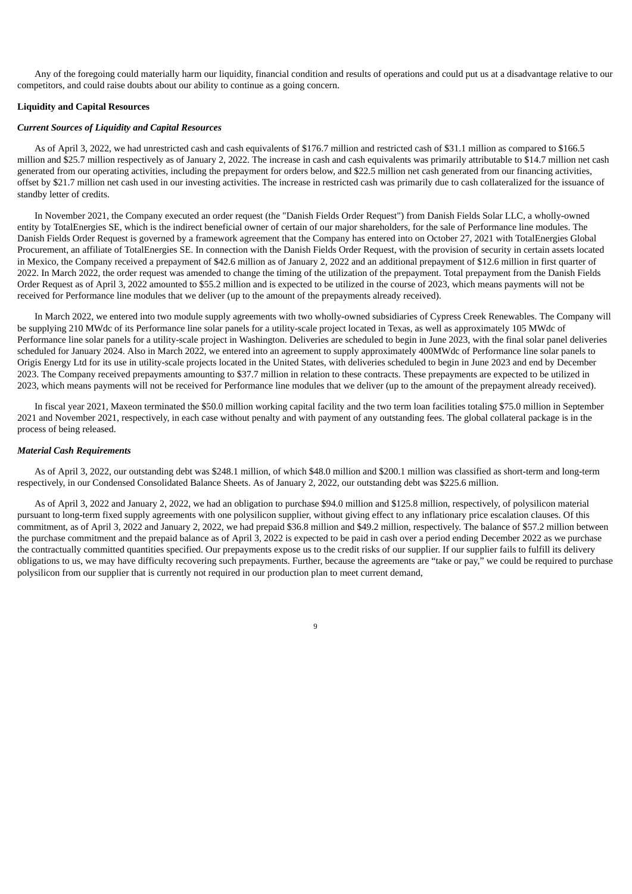Any of the foregoing could materially harm our liquidity, financial condition and results of operations and could put us at a disadvantage relative to our competitors, and could raise doubts about our ability to continue as a going concern.

**Liquidity and Capital Resources**

***Current Sources of Liquidity and Capital Resources***

As of April 3, 2022, we had unrestricted cash and cash equivalents of $176.7 million and restricted cash of $31.1 million as compared to $166.5 million and $25.7 million respectively as of January 2, 2022. The increase in cash and cash equivalents was primarily attributable to $14.7 million net cash generated from our operating activities, including the prepayment for orders below, and $22.5 million net cash generated from our financing activities, offset by $21.7 million net cash used in our investing activities. The increase in restricted cash was primarily due to cash collateralized for the issuance of standby letter of credits.

In November 2021, the Company executed an order request (the "Danish Fields Order Request") from Danish Fields Solar LLC, a wholly-owned entity by TotalEnergies SE, which is the indirect beneficial owner of certain of our major shareholders, for the sale of Performance line modules. The Danish Fields Order Request is governed by a framework agreement that the Company has entered into on October 27, 2021 with TotalEnergies Global Procurement, an affiliate of TotalEnergies SE. In connection with the Danish Fields Order Request, with the provision of security in certain assets located in Mexico, the Company received a prepayment of $42.6 million as of January 2, 2022 and an additional prepayment of $12.6 million in first quarter of 2022. In March 2022, the order request was amended to change the timing of the utilization of the prepayment. Total prepayment from the Danish Fields Order Request as of April 3, 2022 amounted to $55.2 million and is expected to be utilized in the course of 2023, which means payments will not be received for Performance line modules that we deliver (up to the amount of the prepayments already received).

In March 2022, we entered into two module supply agreements with two wholly-owned subsidiaries of Cypress Creek Renewables. The Company will be supplying 210 MWdc of its Performance line solar panels for a utility-scale project located in Texas, as well as approximately 105 MWdc of Performance line solar panels for a utility-scale project in Washington. Deliveries are scheduled to begin in June 2023, with the final solar panel deliveries scheduled for January 2024. Also in March 2022, we entered into an agreement to supply approximately 400MWdc of Performance line solar panels to Origis Energy Ltd for its use in utility-scale projects located in the United States, with deliveries scheduled to begin in June 2023 and end by December 2023. The Company received prepayments amounting to $37.7 million in relation to these contracts. These prepayments are expected to be utilized in 2023, which means payments will not be received for Performance line modules that we deliver (up to the amount of the prepayment already received).

In fiscal year 2021, Maxeon terminated the $50.0 million working capital facility and the two term loan facilities totaling $75.0 million in September 2021 and November 2021, respectively, in each case without penalty and with payment of any outstanding fees. The global collateral package is in the process of being released.

***Material Cash Requirements***

As of April 3, 2022, our outstanding debt was $248.1 million, of which $48.0 million and $200.1 million was classified as short-term and long-term respectively, in our Condensed Consolidated Balance Sheets. As of January 2, 2022, our outstanding debt was $225.6 million.

As of April 3, 2022 and January 2, 2022, we had an obligation to purchase $94.0 million and $125.8 million, respectively, of polysilicon material pursuant to long-term fixed supply agreements with one polysilicon supplier, without giving effect to any inflationary price escalation clauses. Of this commitment, as of April 3, 2022 and January 2, 2022, we had prepaid $36.8 million and $49.2 million, respectively. The balance of $57.2 million between the purchase commitment and the prepaid balance as of April 3, 2022 is expected to be paid in cash over a period ending December 2022 as we purchase the contractually committed quantities specified. Our prepayments expose us to the credit risks of our supplier. If our supplier fails to fulfill its delivery obligations to us, we may have difficulty recovering such prepayments. Further, because the agreements are "take or pay," we could be required to purchase polysilicon from our supplier that is currently not required in our production plan to meet current demand,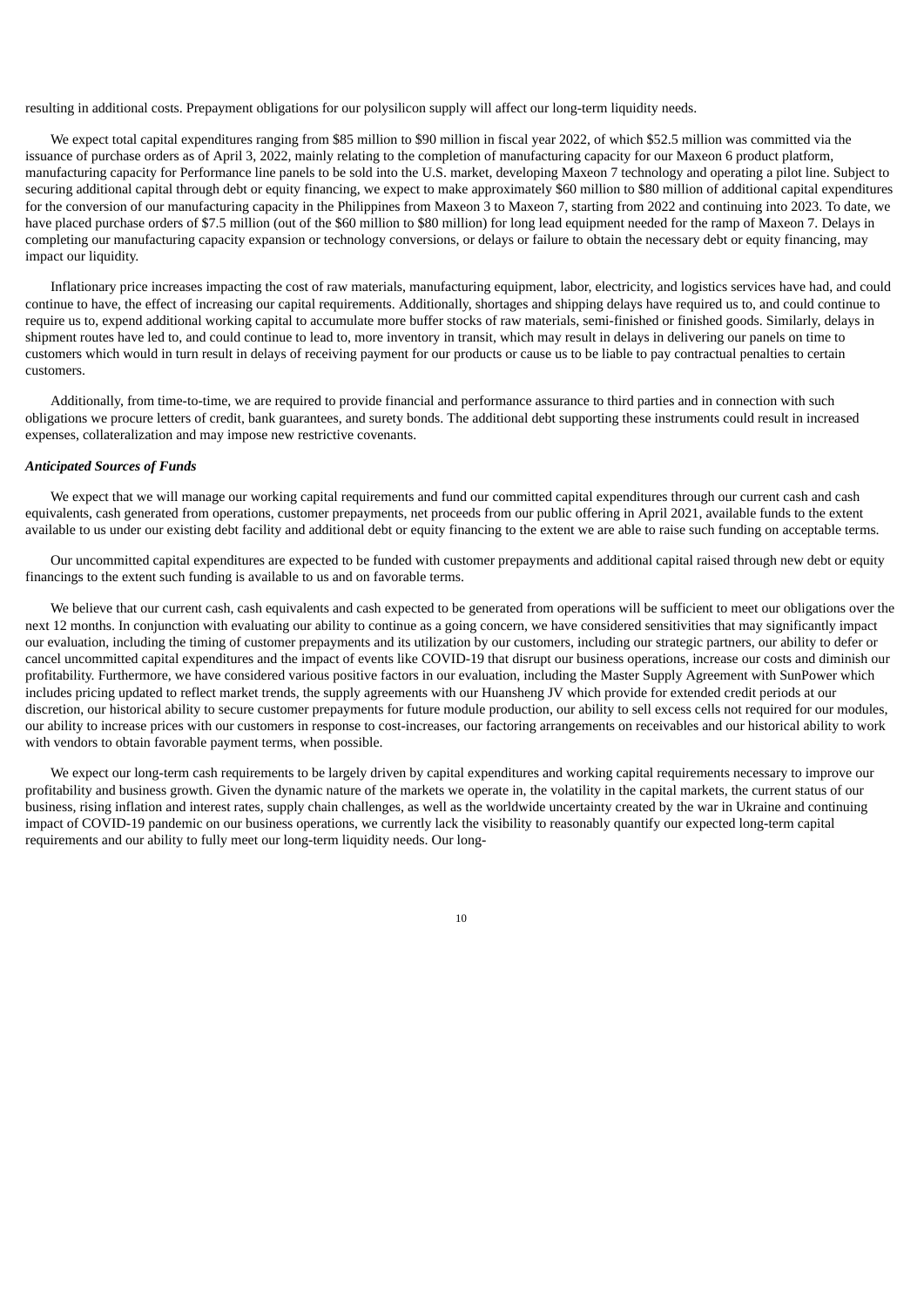resulting in additional costs. Prepayment obligations for our polysilicon supply will affect our long-term liquidity needs.

We expect total capital expenditures ranging from $85 million to $90 million in fiscal year 2022, of which $52.5 million was committed via the issuance of purchase orders as of April 3, 2022, mainly relating to the completion of manufacturing capacity for our Maxeon 6 product platform, manufacturing capacity for Performance line panels to be sold into the U.S. market, developing Maxeon 7 technology and operating a pilot line. Subject to securing additional capital through debt or equity financing, we expect to make approximately $60 million to $80 million of additional capital expenditures for the conversion of our manufacturing capacity in the Philippines from Maxeon 3 to Maxeon 7, starting from 2022 and continuing into 2023. To date, we have placed purchase orders of $7.5 million (out of the $60 million to $80 million) for long lead equipment needed for the ramp of Maxeon 7. Delays in completing our manufacturing capacity expansion or technology conversions, or delays or failure to obtain the necessary debt or equity financing, may impact our liquidity.

Inflationary price increases impacting the cost of raw materials, manufacturing equipment, labor, electricity, and logistics services have had, and could continue to have, the effect of increasing our capital requirements. Additionally, shortages and shipping delays have required us to, and could continue to require us to, expend additional working capital to accumulate more buffer stocks of raw materials, semi-finished or finished goods. Similarly, delays in shipment routes have led to, and could continue to lead to, more inventory in transit, which may result in delays in delivering our panels on time to customers which would in turn result in delays of receiving payment for our products or cause us to be liable to pay contractual penalties to certain customers.

Additionally, from time-to-time, we are required to provide financial and performance assurance to third parties and in connection with such obligations we procure letters of credit, bank guarantees, and surety bonds. The additional debt supporting these instruments could result in increased expenses, collateralization and may impose new restrictive covenants.

***Anticipated Sources of Funds***

We expect that we will manage our working capital requirements and fund our committed capital expenditures through our current cash and cash equivalents, cash generated from operations, customer prepayments, net proceeds from our public offering in April 2021, available funds to the extent available to us under our existing debt facility and additional debt or equity financing to the extent we are able to raise such funding on acceptable terms.

Our uncommitted capital expenditures are expected to be funded with customer prepayments and additional capital raised through new debt or equity financings to the extent such funding is available to us and on favorable terms.

We believe that our current cash, cash equivalents and cash expected to be generated from operations will be sufficient to meet our obligations over the next 12 months. In conjunction with evaluating our ability to continue as a going concern, we have considered sensitivities that may significantly impact our evaluation, including the timing of customer prepayments and its utilization by our customers, including our strategic partners, our ability to defer or cancel uncommitted capital expenditures and the impact of events like COVID-19 that disrupt our business operations, increase our costs and diminish our profitability. Furthermore, we have considered various positive factors in our evaluation, including the Master Supply Agreement with SunPower which includes pricing updated to reflect market trends, the supply agreements with our Huansheng JV which provide for extended credit periods at our discretion, our historical ability to secure customer prepayments for future module production, our ability to sell excess cells not required for our modules, our ability to increase prices with our customers in response to cost-increases, our factoring arrangements on receivables and our historical ability to work with vendors to obtain favorable payment terms, when possible.

We expect our long-term cash requirements to be largely driven by capital expenditures and working capital requirements necessary to improve our profitability and business growth. Given the dynamic nature of the markets we operate in, the volatility in the capital markets, the current status of our business, rising inflation and interest rates, supply chain challenges, as well as the worldwide uncertainty created by the war in Ukraine and continuing impact of COVID-19 pandemic on our business operations, we currently lack the visibility to reasonably quantify our expected long-term capital requirements and our ability to fully meet our long-term liquidity needs. Our long-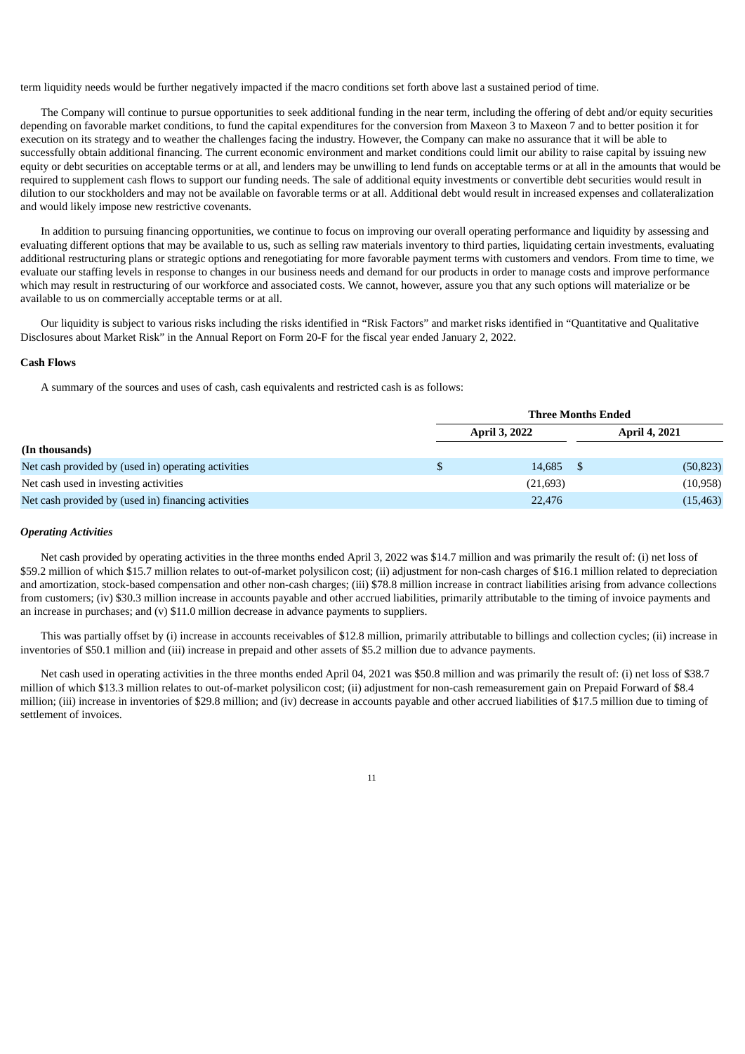term liquidity needs would be further negatively impacted if the macro conditions set forth above last a sustained period of time.

The Company will continue to pursue opportunities to seek additional funding in the near term, including the offering of debt and/or equity securities depending on favorable market conditions, to fund the capital expenditures for the conversion from Maxeon 3 to Maxeon 7 and to better position it for execution on its strategy and to weather the challenges facing the industry. However, the Company can make no assurance that it will be able to successfully obtain additional financing. The current economic environment and market conditions could limit our ability to raise capital by issuing new equity or debt securities on acceptable terms or at all, and lenders may be unwilling to lend funds on acceptable terms or at all in the amounts that would be required to supplement cash flows to support our funding needs. The sale of additional equity investments or convertible debt securities would result in dilution to our stockholders and may not be available on favorable terms or at all. Additional debt would result in increased expenses and collateralization and would likely impose new restrictive covenants.

In addition to pursuing financing opportunities, we continue to focus on improving our overall operating performance and liquidity by assessing and evaluating different options that may be available to us, such as selling raw materials inventory to third parties, liquidating certain investments, evaluating additional restructuring plans or strategic options and renegotiating for more favorable payment terms with customers and vendors. From time to time, we evaluate our staffing levels in response to changes in our business needs and demand for our products in order to manage costs and improve performance which may result in restructuring of our workforce and associated costs. We cannot, however, assure you that any such options will materialize or be available to us on commercially acceptable terms or at all.

Our liquidity is subject to various risks including the risks identified in "Risk Factors" and market risks identified in "Quantitative and Qualitative Disclosures about Market Risk" in the Annual Report on Form 20-F for the fiscal year ended January 2, 2022.

**Cash Flows**

A summary of the sources and uses of cash, cash equivalents and restricted cash is as follows:

| | Three Months Ended | |
|---|---|---|
| | **April 3, 2022** | **April 4, 2021** |
| **(In thousands)** | | |
| Net cash provided by (used in) operating activities | $ 14,685 | $ (50,823) |
| Net cash used in investing activities | (21,693) | (10,958) |
| Net cash provided by (used in) financing activities | 22,476 | (15,463) |

***Operating Activities***

Net cash provided by operating activities in the three months ended April 3, 2022 was $14.7 million and was primarily the result of: (i) net loss of $59.2 million of which $15.7 million relates to out-of-market polysilicon cost; (ii) adjustment for non-cash charges of $16.1 million related to depreciation and amortization, stock-based compensation and other non-cash charges; (iii) $78.8 million increase in contract liabilities arising from advance collections from customers; (iv) $30.3 million increase in accounts payable and other accrued liabilities, primarily attributable to the timing of invoice payments and an increase in purchases; and (v) $11.0 million decrease in advance payments to suppliers.

This was partially offset by (i) increase in accounts receivables of $12.8 million, primarily attributable to billings and collection cycles; (ii) increase in inventories of $50.1 million and (iii) increase in prepaid and other assets of $5.2 million due to advance payments.

Net cash used in operating activities in the three months ended April 04, 2021 was $50.8 million and was primarily the result of: (i) net loss of $38.7 million of which $13.3 million relates to out-of-market polysilicon cost; (ii) adjustment for non-cash remeasurement gain on Prepaid Forward of $8.4 million; (iii) increase in inventories of $29.8 million; and (iv) decrease in accounts payable and other accrued liabilities of $17.5 million due to timing of settlement of invoices.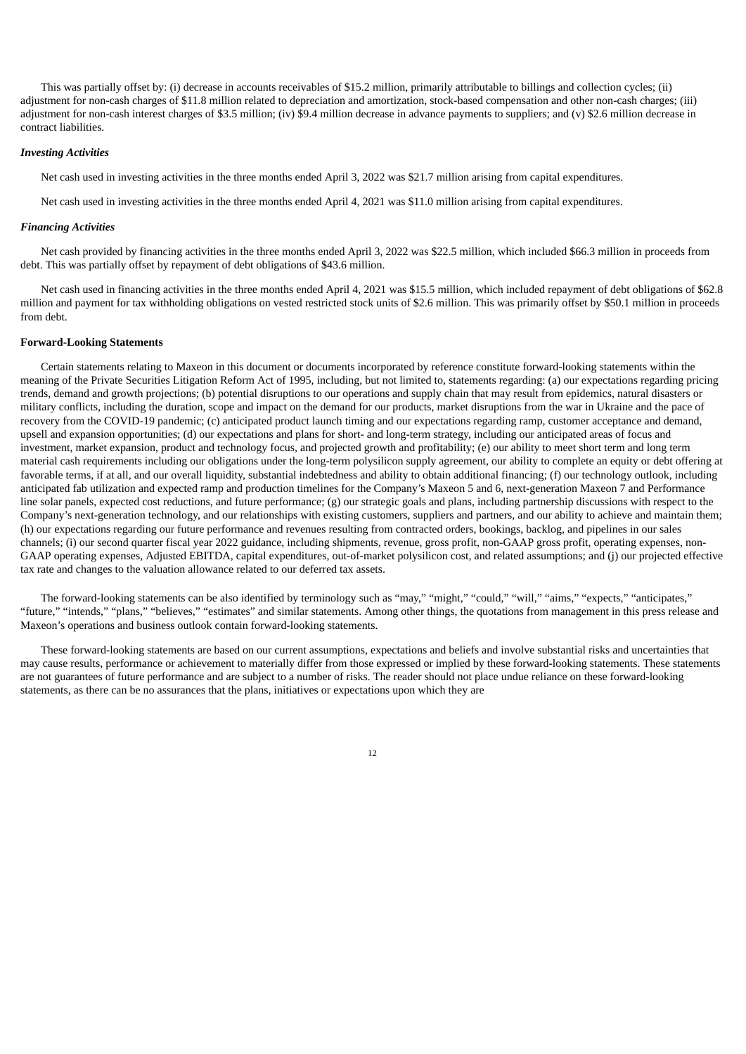This was partially offset by: (i) decrease in accounts receivables of $15.2 million, primarily attributable to billings and collection cycles; (ii) adjustment for non-cash charges of $11.8 million related to depreciation and amortization, stock-based compensation and other non-cash charges; (iii) adjustment for non-cash interest charges of $3.5 million; (iv) $9.4 million decrease in advance payments to suppliers; and (v) $2.6 million decrease in contract liabilities.

***Investing Activities***

Net cash used in investing activities in the three months ended April 3, 2022 was $21.7 million arising from capital expenditures.

Net cash used in investing activities in the three months ended April 4, 2021 was $11.0 million arising from capital expenditures.

***Financing Activities***

Net cash provided by financing activities in the three months ended April 3, 2022 was $22.5 million, which included $66.3 million in proceeds from debt. This was partially offset by repayment of debt obligations of $43.6 million.

Net cash used in financing activities in the three months ended April 4, 2021 was $15.5 million, which included repayment of debt obligations of $62.8 million and payment for tax withholding obligations on vested restricted stock units of $2.6 million. This was primarily offset by $50.1 million in proceeds from debt.

**Forward-Looking Statements**

Certain statements relating to Maxeon in this document or documents incorporated by reference constitute forward-looking statements within the meaning of the Private Securities Litigation Reform Act of 1995, including, but not limited to, statements regarding: (a) our expectations regarding pricing trends, demand and growth projections; (b) potential disruptions to our operations and supply chain that may result from epidemics, natural disasters or military conflicts, including the duration, scope and impact on the demand for our products, market disruptions from the war in Ukraine and the pace of recovery from the COVID-19 pandemic; (c) anticipated product launch timing and our expectations regarding ramp, customer acceptance and demand, upsell and expansion opportunities; (d) our expectations and plans for short- and long-term strategy, including our anticipated areas of focus and investment, market expansion, product and technology focus, and projected growth and profitability; (e) our ability to meet short term and long term material cash requirements including our obligations under the long-term polysilicon supply agreement, our ability to complete an equity or debt offering at favorable terms, if at all, and our overall liquidity, substantial indebtedness and ability to obtain additional financing; (f) our technology outlook, including anticipated fab utilization and expected ramp and production timelines for the Company's Maxeon 5 and 6, next-generation Maxeon 7 and Performance line solar panels, expected cost reductions, and future performance; (g) our strategic goals and plans, including partnership discussions with respect to the Company's next-generation technology, and our relationships with existing customers, suppliers and partners, and our ability to achieve and maintain them; (h) our expectations regarding our future performance and revenues resulting from contracted orders, bookings, backlog, and pipelines in our sales channels; (i) our second quarter fiscal year 2022 guidance, including shipments, revenue, gross profit, non-GAAP gross profit, operating expenses, non-GAAP operating expenses, Adjusted EBITDA, capital expenditures, out-of-market polysilicon cost, and related assumptions; and (j) our projected effective tax rate and changes to the valuation allowance related to our deferred tax assets.

The forward-looking statements can be also identified by terminology such as "may," "might," "could," "will," "aims," "expects," "anticipates," "future," "intends," "plans," "believes," "estimates" and similar statements. Among other things, the quotations from management in this press release and Maxeon's operations and business outlook contain forward-looking statements.

These forward-looking statements are based on our current assumptions, expectations and beliefs and involve substantial risks and uncertainties that may cause results, performance or achievement to materially differ from those expressed or implied by these forward-looking statements. These statements are not guarantees of future performance and are subject to a number of risks. The reader should not place undue reliance on these forward-looking statements, as there can be no assurances that the plans, initiatives or expectations upon which they are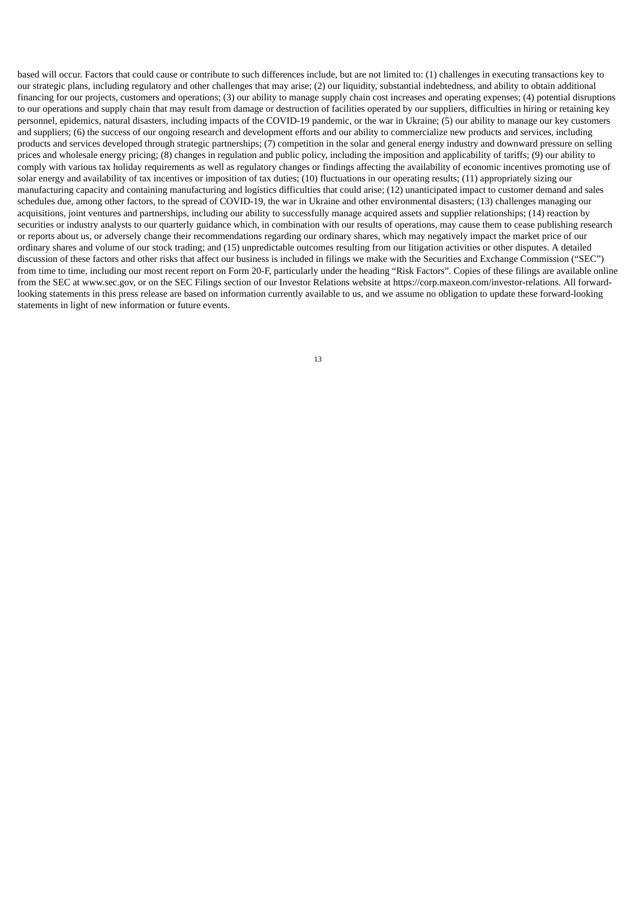based will occur. Factors that could cause or contribute to such differences include, but are not limited to: (1) challenges in executing transactions key to our strategic plans, including regulatory and other challenges that may arise; (2) our liquidity, substantial indebtedness, and ability to obtain additional financing for our projects, customers and operations; (3) our ability to manage supply chain cost increases and operating expenses; (4) potential disruptions to our operations and supply chain that may result from damage or destruction of facilities operated by our suppliers, difficulties in hiring or retaining key personnel, epidemics, natural disasters, including impacts of the COVID-19 pandemic, or the war in Ukraine; (5) our ability to manage our key customers and suppliers; (6) the success of our ongoing research and development efforts and our ability to commercialize new products and services, including products and services developed through strategic partnerships; (7) competition in the solar and general energy industry and downward pressure on selling prices and wholesale energy pricing; (8) changes in regulation and public policy, including the imposition and applicability of tariffs; (9) our ability to comply with various tax holiday requirements as well as regulatory changes or findings affecting the availability of economic incentives promoting use of solar energy and availability of tax incentives or imposition of tax duties; (10) fluctuations in our operating results; (11) appropriately sizing our manufacturing capacity and containing manufacturing and logistics difficulties that could arise; (12) unanticipated impact to customer demand and sales schedules due, among other factors, to the spread of COVID-19, the war in Ukraine and other environmental disasters; (13) challenges managing our acquisitions, joint ventures and partnerships, including our ability to successfully manage acquired assets and supplier relationships; (14) reaction by securities or industry analysts to our quarterly guidance which, in combination with our results of operations, may cause them to cease publishing research or reports about us, or adversely change their recommendations regarding our ordinary shares, which may negatively impact the market price of our ordinary shares and volume of our stock trading; and (15) unpredictable outcomes resulting from our litigation activities or other disputes. A detailed discussion of these factors and other risks that affect our business is included in filings we make with the Securities and Exchange Commission ("SEC") from time to time, including our most recent report on Form 20-F, particularly under the heading "Risk Factors". Copies of these filings are available online from the SEC at www.sec.gov, or on the SEC Filings section of our Investor Relations website at https://corp.maxeon.com/investor-relations. All forward-looking statements in this press release are based on information currently available to us, and we assume no obligation to update these forward-looking statements in light of new information or future events.